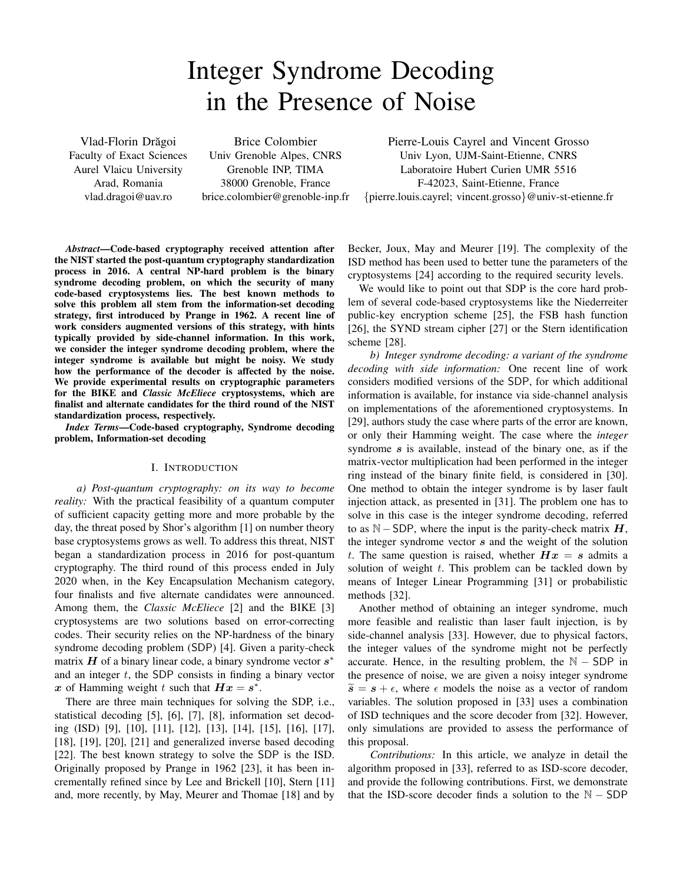# Integer Syndrome Decoding in the Presence of Noise

Vlad-Florin Drăgoi
Faculty of Exact Sciences
Aurel Vlaicu University
Arad, Romania
vlad.dragoi@uav.ro

Brice Colombier
Univ Grenoble Alpes, CNRS
Grenoble INP, TIMA
38000 Grenoble, France
brice.colombier@grenoble-inp.fr

Pierre-Louis Cayrel and Vincent Grosso
Univ Lyon, UJM-Saint-Etienne, CNRS
Laboratoire Hubert Curien UMR 5516
F-42023, Saint-Etienne, France
{pierre.louis.cayrel; vincent.grosso}@univ-st-etienne.fr

***Abstract*—Code-based cryptography received attention after the NIST started the post-quantum cryptography standardization process in 2016. A central NP-hard problem is the binary syndrome decoding problem, on which the security of many code-based cryptosystems lies. The best known methods to solve this problem all stem from the information-set decoding strategy, first introduced by Prange in 1962. A recent line of work considers augmented versions of this strategy, with hints typically provided by side-channel information. In this work, we consider the integer syndrome decoding problem, where the integer syndrome is available but might be noisy. We study how the performance of the decoder is affected by the noise. We provide experimental results on cryptographic parameters for the BIKE and *Classic McEliece* cryptosystems, which are finalist and alternate candidates for the third round of the NIST standardization process, respectively.**

***Index Terms*—Code-based cryptography, Syndrome decoding problem, Information-set decoding**

## I. Introduction

*a) Post-quantum cryptography: on its way to become reality:* With the practical feasibility of a quantum computer of sufficient capacity getting more and more probable by the day, the threat posed by Shor's algorithm [1] on number theory base cryptosystems grows as well. To address this threat, NIST began a standardization process in 2016 for post-quantum cryptography. The third round of this process ended in July 2020 when, in the Key Encapsulation Mechanism category, four finalists and five alternate candidates were announced. Among them, the *Classic McEliece* [2] and the BIKE [3] cryptosystems are two solutions based on error-correcting codes. Their security relies on the NP-hardness of the binary syndrome decoding problem (SDP) [4]. Given a parity-check matrix $\boldsymbol{H}$ of a binary linear code, a binary syndrome vector $\boldsymbol{s}^*$ and an integer $t$, the SDP consists in finding a binary vector $\boldsymbol{x}$ of Hamming weight $t$ such that $\boldsymbol{H}\boldsymbol{x} = \boldsymbol{s}^*$.

There are three main techniques for solving the SDP, i.e., statistical decoding [5], [6], [7], [8], information set decoding (ISD) [9], [10], [11], [12], [13], [14], [15], [16], [17], [18], [19], [20], [21] and generalized inverse based decoding [22]. The best known strategy to solve the SDP is the ISD. Originally proposed by Prange in 1962 [23], it has been incrementally refined since by Lee and Brickell [10], Stern [11] and, more recently, by May, Meurer and Thomae [18] and by Becker, Joux, May and Meurer [19]. The complexity of the ISD method has been used to better tune the parameters of the cryptosystems [24] according to the required security levels.

We would like to point out that SDP is the core hard problem of several code-based cryptosystems like the Niederreiter public-key encryption scheme [25], the FSB hash function [26], the SYND stream cipher [27] or the Stern identification scheme [28].

*b) Integer syndrome decoding: a variant of the syndrome decoding with side information:* One recent line of work considers modified versions of the SDP, for which additional information is available, for instance via side-channel analysis on implementations of the aforementioned cryptosystems. In [29], authors study the case where parts of the error are known, or only their Hamming weight. The case where the *integer* syndrome $\boldsymbol{s}$ is available, instead of the binary one, as if the matrix-vector multiplication had been performed in the integer ring instead of the binary finite field, is considered in [30]. One method to obtain the integer syndrome is by laser fault injection attack, as presented in [31]. The problem one has to solve in this case is the integer syndrome decoding, referred to as $\mathbb{N}-\mathsf{SDP}$, where the input is the parity-check matrix $\boldsymbol{H}$, the integer syndrome vector $\boldsymbol{s}$ and the weight of the solution $t$. The same question is raised, whether $\boldsymbol{H}\boldsymbol{x} = \boldsymbol{s}$ admits a solution of weight $t$. This problem can be tackled down by means of Integer Linear Programming [31] or probabilistic methods [32].

Another method of obtaining an integer syndrome, much more feasible and realistic than laser fault injection, is by side-channel analysis [33]. However, due to physical factors, the integer values of the syndrome might not be perfectly accurate. Hence, in the resulting problem, the $\mathbb{N}-\mathsf{SDP}$ in the presence of noise, we are given a noisy integer syndrome $\widetilde{\boldsymbol{s}} = \boldsymbol{s} + \epsilon$, where $\epsilon$ models the noise as a vector of random variables. The solution proposed in [33] uses a combination of ISD techniques and the score decoder from [32]. However, only simulations are provided to assess the performance of this proposal.

*Contributions:* In this article, we analyze in detail the algorithm proposed in [33], referred to as ISD-score decoder, and provide the following contributions. First, we demonstrate that the ISD-score decoder finds a solution to the $\mathbb{N}-\mathsf{SDP}$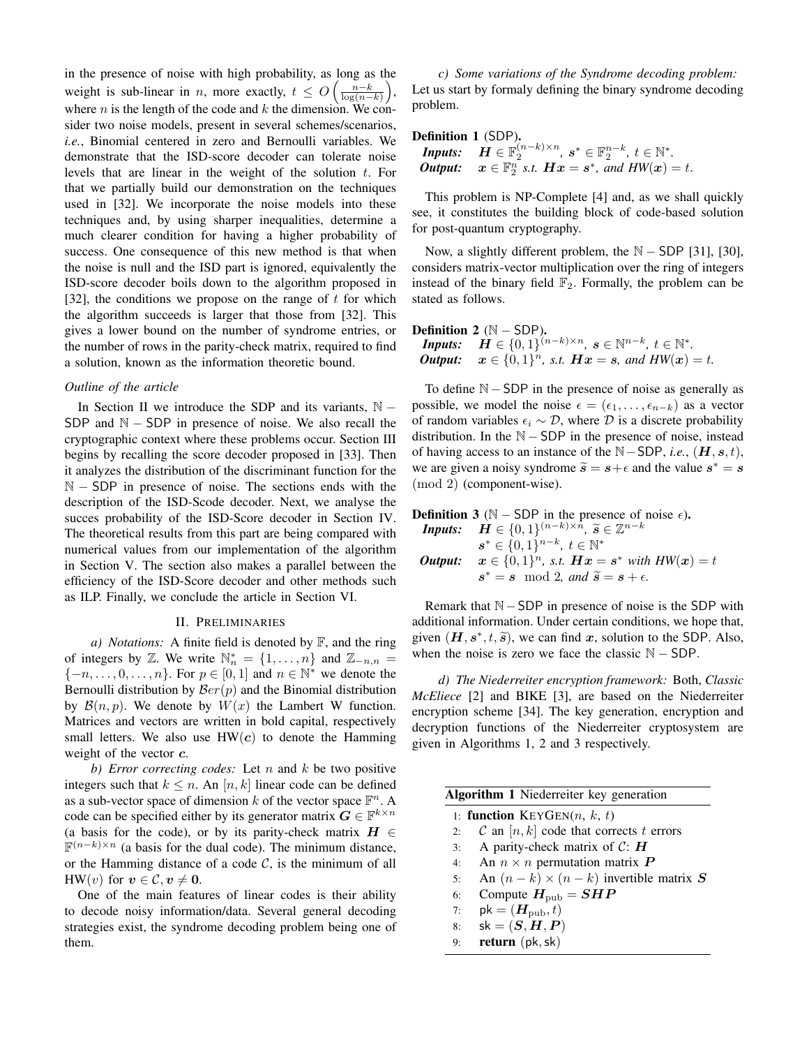in the presence of noise with high probability, as long as the weight is sub-linear in $n$, more exactly, $t \leq O\left(\frac{n-k}{\log(n-k)}\right)$, where $n$ is the length of the code and $k$ the dimension. We consider two noise models, present in several schemes/scenarios, *i.e.*, Binomial centered in zero and Bernoulli variables. We demonstrate that the ISD-score decoder can tolerate noise levels that are linear in the weight of the solution $t$. For that we partially build our demonstration on the techniques used in [32]. We incorporate the noise models into these techniques and, by using sharper inequalities, determine a much clearer condition for having a higher probability of success. One consequence of this new method is that when the noise is null and the ISD part is ignored, equivalently the ISD-score decoder boils down to the algorithm proposed in [32], the conditions we propose on the range of $t$ for which the algorithm succeeds is larger that those from [32]. This gives a lower bound on the number of syndrome entries, or the number of rows in the parity-check matrix, required to find a solution, known as the information theoretic bound.

*Outline of the article*

In Section II we introduce the SDP and its variants, $\mathbb{N}-\mathsf{SDP}$ and $\mathbb{N}-\mathsf{SDP}$ in presence of noise. We also recall the cryptographic context where these problems occur. Section III begins by recalling the score decoder proposed in [33]. Then it analyzes the distribution of the discriminant function for the $\mathbb{N}-\mathsf{SDP}$ in presence of noise. The sections ends with the description of the ISD-Scode decoder. Next, we analyse the succes probability of the ISD-Score decoder in Section IV. The theoretical results from this part are being compared with numerical values from our implementation of the algorithm in Section V. The section also makes a parallel between the efficiency of the ISD-Score decoder and other methods such as ILP. Finally, we conclude the article in Section VI.

## II. Preliminaries

*a) Notations:* A finite field is denoted by $\mathbb{F}$, and the ring of integers by $\mathbb{Z}$. We write $\mathbb{N}_n^* = \{1, \ldots, n\}$ and $\mathbb{Z}_{-n,n} = \{-n, \ldots, 0, \ldots, n\}$. For $p \in [0, 1]$ and $n \in \mathbb{N}^*$ we denote the Bernoulli distribution by $\mathcal{B}er(p)$ and the Binomial distribution by $\mathcal{B}(n, p)$. We denote by $W(x)$ the Lambert W function. Matrices and vectors are written in bold capital, respectively small letters. We also use $\mathrm{HW}(\boldsymbol{c})$ to denote the Hamming weight of the vector $\boldsymbol{c}$.

*b) Error correcting codes:* Let $n$ and $k$ be two positive integers such that $k \leq n$. An $[n, k]$ linear code can be defined as a sub-vector space of dimension $k$ of the vector space $\mathbb{F}^n$. A code can be specified either by its generator matrix $\boldsymbol{G} \in \mathbb{F}^{k\times n}$ (a basis for the code), or by its parity-check matrix $\boldsymbol{H} \in \mathbb{F}^{(n-k)\times n}$ (a basis for the dual code). The minimum distance, or the Hamming distance of a code $\mathcal{C}$, is the minimum of all $\mathrm{HW}(v)$ for $\boldsymbol{v} \in \mathcal{C}, \boldsymbol{v} \neq \boldsymbol{0}$.

One of the main features of linear codes is their ability to decode noisy information/data. Several general decoding strategies exist, the syndrome decoding problem being one of them.

*c) Some variations of the Syndrome decoding problem:* Let us start by formaly defining the binary syndrome decoding problem.

**Definition 1** (SDP).
***Inputs:*** $\boldsymbol{H} \in \mathbb{F}_2^{(n-k)\times n}$, $\boldsymbol{s}^* \in \mathbb{F}_2^{n-k}$, $t \in \mathbb{N}^*$.
***Output:*** $\boldsymbol{x} \in \mathbb{F}_2^n$ *s.t.* $\boldsymbol{Hx} = \boldsymbol{s}^*$, *and* $HW(\boldsymbol{x}) = t$.

This problem is NP-Complete [4] and, as we shall quickly see, it constitutes the building block of code-based solution for post-quantum cryptography.

Now, a slightly different problem, the $\mathbb{N}-\mathsf{SDP}$ [31], [30], considers matrix-vector multiplication over the ring of integers instead of the binary field $\mathbb{F}_2$. Formally, the problem can be stated as follows.

**Definition 2** ($\mathbb{N}-\mathsf{SDP}$).
***Inputs:*** $\boldsymbol{H} \in \{0,1\}^{(n-k)\times n}$, $\boldsymbol{s} \in \mathbb{N}^{n-k}$, $t \in \mathbb{N}^*$.
***Output:*** $\boldsymbol{x} \in \{0,1\}^n$, *s.t.* $\boldsymbol{Hx} = \boldsymbol{s}$, *and* $HW(\boldsymbol{x}) = t$.

To define $\mathbb{N}-\mathsf{SDP}$ in the presence of noise as generally as possible, we model the noise $\epsilon = (\epsilon_1, \ldots, \epsilon_{n-k})$ as a vector of random variables $\epsilon_i \sim \mathcal{D}$, where $\mathcal{D}$ is a discrete probability distribution. In the $\mathbb{N}-\mathsf{SDP}$ in the presence of noise, instead of having access to an instance of the $\mathbb{N}-\mathsf{SDP}$, *i.e.*, $(\boldsymbol{H}, \boldsymbol{s}, t)$, we are given a noisy syndrome $\widetilde{\boldsymbol{s}} = \boldsymbol{s} + \epsilon$ and the value $\boldsymbol{s}^* = \boldsymbol{s} \pmod 2$ (component-wise).

**Definition 3** ($\mathbb{N}-\mathsf{SDP}$ in the presence of noise $\epsilon$).
***Inputs:*** $\boldsymbol{H} \in \{0,1\}^{(n-k)\times n}$, $\widetilde{\boldsymbol{s}} \in \mathbb{Z}^{n-k}$
$\boldsymbol{s}^* \in \{0,1\}^{n-k}$, $t \in \mathbb{N}^*$
***Output:*** $\boldsymbol{x} \in \{0,1\}^n$, *s.t.* $\boldsymbol{Hx} = \boldsymbol{s}^*$ *with* $HW(\boldsymbol{x}) = t$
$\boldsymbol{s}^* = \boldsymbol{s} \mod 2$, *and* $\widetilde{\boldsymbol{s}} = \boldsymbol{s} + \epsilon$.

Remark that $\mathbb{N}-\mathsf{SDP}$ in presence of noise is the SDP with additional information. Under certain conditions, we hope that, given $(\boldsymbol{H}, \boldsymbol{s}^*, t, \widetilde{\boldsymbol{s}})$, we can find $\boldsymbol{x}$, solution to the SDP. Also, when the noise is zero we face the classic $\mathbb{N}-\mathsf{SDP}$.

*d) The Niederreiter encryption framework:* Both, *Classic McEliece* [2] and BIKE [3], are based on the Niederreiter encryption scheme [34]. The key generation, encryption and decryption functions of the Niederreiter cryptosystem are given in Algorithms 1, 2 and 3 respectively.

**Algorithm 1** Niederreiter key generation

```
1: function KeyGen(n, k, t)
2:     C an [n,k] code that corrects t errors
3:     A parity-check matrix of C: H
4:     An n × n permutation matrix P
5:     An (n − k) × (n − k) invertible matrix S
6:     Compute H_pub = SHP
7:     pk = (H_pub, t)
8:     sk = (S, H, P)
9:     return (pk, sk)
```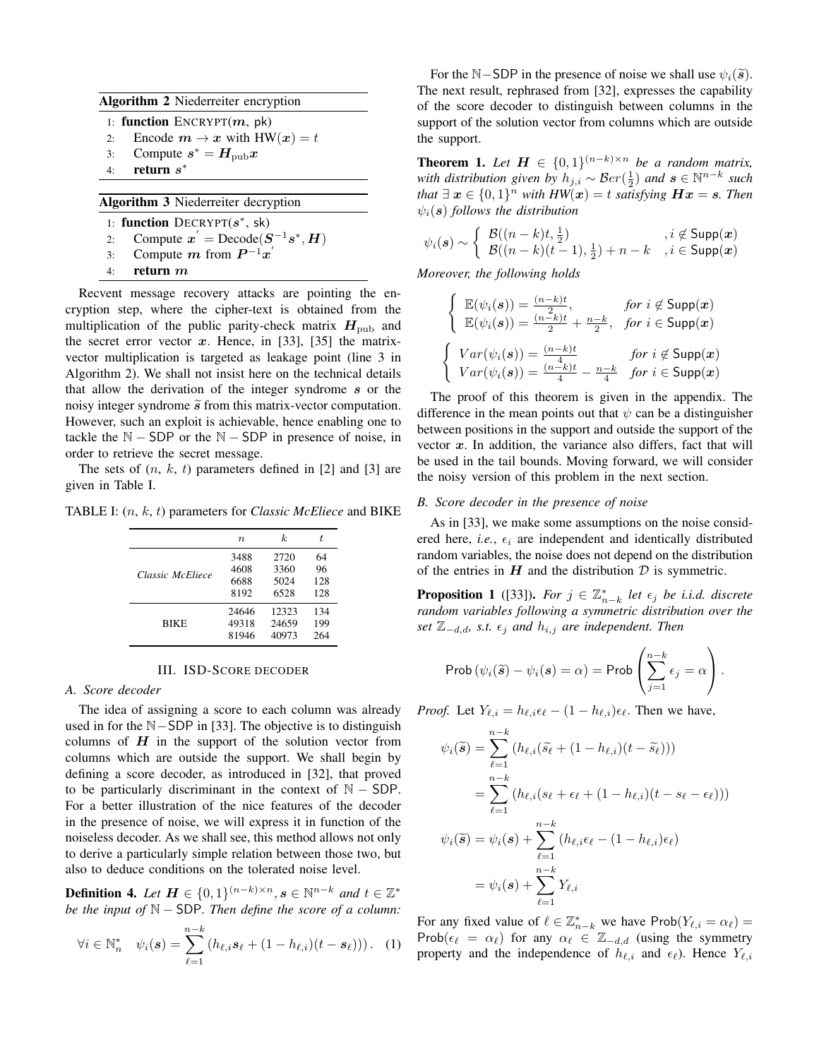**Algorithm 2** Niederreiter encryption

```
1: function ENCRYPT(m, pk)
2:     Encode m → x with HW(x) = t
3:     Compute s* = H_pub x
4:     return s*
```

**Algorithm 3** Niederreiter decryption

```
1: function DECRYPT(s*, sk)
2:     Compute x' = Decode(S^{-1} s*, H)
3:     Compute m from P^{-1} x'
4:     return m
```

Recvent message recovery attacks are pointing the encryption step, where the cipher-text is obtained from the multiplication of the public parity-check matrix $\boldsymbol{H}_{\text{pub}}$ and the secret error vector $\boldsymbol{x}$. Hence, in [33], [35] the matrix-vector multiplication is targeted as leakage point (line 3 in Algorithm 2). We shall not insist here on the technical details that allow the derivation of the integer syndrome $\boldsymbol{s}$ or the noisy integer syndrome $\widetilde{\boldsymbol{s}}$ from this matrix-vector computation. However, such an exploit is achievable, hence enabling one to tackle the $\mathbb{N}-\mathsf{SDP}$ or the $\mathbb{N}-\mathsf{SDP}$ in presence of noise, in order to retrieve the secret message.

The sets of ($n$, $k$, $t$) parameters defined in [2] and [3] are given in Table I.

TABLE I: ($n$, $k$, $t$) parameters for *Classic McEliece* and BIKE

| | $n$ | $k$ | $t$ |
|---|---|---|---|
| *Classic McEliece* | 3488 | 2720 | 64 |
| | 4608 | 3360 | 96 |
| | 6688 | 5024 | 128 |
| | 8192 | 6528 | 128 |
| BIKE | 24646 | 12323 | 134 |
| | 49318 | 24659 | 199 |
| | 81946 | 40973 | 264 |

## III. ISD-Score decoder

### A. Score decoder

The idea of assigning a score to each column was already used in for the $\mathbb{N}-\mathsf{SDP}$ in [33]. The objective is to distinguish columns of $\boldsymbol{H}$ in the support of the solution vector from columns which are outside the support. We shall begin by defining a score decoder, as introduced in [32], that proved to be particularly discriminant in the context of $\mathbb{N}-\mathsf{SDP}$. For a better illustration of the nice features of the decoder in the presence of noise, we will express it in function of the noiseless decoder. As we shall see, this method allows not only to derive a particularly simple relation between those two, but also to deduce conditions on the tolerated noise level.

**Definition 4.** *Let $\boldsymbol{H} \in \{0,1\}^{(n-k)\times n}$, $\boldsymbol{s} \in \mathbb{N}^{n-k}$ and $t \in \mathbb{Z}^*$ be the input of $\mathbb{N}-\mathsf{SDP}$. Then define the score of a column:*

$$\forall i \in \mathbb{N}_n^* \quad \psi_i(\boldsymbol{s}) = \sum_{\ell=1}^{n-k} \left(h_{\ell,i}\boldsymbol{s}_\ell + (1-h_{\ell,i})(t-\boldsymbol{s}_\ell)\right). \quad (1)$$

For the $\mathbb{N}-\mathsf{SDP}$ in the presence of noise we shall use $\psi_i(\widetilde{\boldsymbol{s}})$. The next result, rephrased from [32], expresses the capability of the score decoder to distinguish between columns in the support of the solution vector from columns which are outside the support.

**Theorem 1.** *Let $\boldsymbol{H} \in \{0,1\}^{(n-k)\times n}$ be a random matrix, with distribution given by $h_{j,i} \sim \mathcal{B}er(\frac{1}{2})$ and $\boldsymbol{s} \in \mathbb{N}^{n-k}$ such that $\exists\, \boldsymbol{x} \in \{0,1\}^n$ with $HW(\boldsymbol{x}) = t$ satisfying $\boldsymbol{H}\boldsymbol{x} = \boldsymbol{s}$. Then $\psi_i(\boldsymbol{s})$ follows the distribution*

$$\psi_i(\boldsymbol{s}) \sim \begin{cases} \mathcal{B}((n-k)t, \frac{1}{2}) & , i \notin \mathsf{Supp}(\boldsymbol{x}) \\ \mathcal{B}((n-k)(t-1), \frac{1}{2}) + n - k & , i \in \mathsf{Supp}(\boldsymbol{x}) \end{cases}$$

*Moreover, the following holds*

$$\begin{cases} \mathbb{E}(\psi_i(\boldsymbol{s})) = \frac{(n-k)t}{2}, & \text{for } i \notin \mathsf{Supp}(\boldsymbol{x}) \\ \mathbb{E}(\psi_i(\boldsymbol{s})) = \frac{(n-k)t}{2} + \frac{n-k}{2}, & \text{for } i \in \mathsf{Supp}(\boldsymbol{x}) \end{cases}$$

$$\begin{cases} Var(\psi_i(\boldsymbol{s})) = \frac{(n-k)t}{4} & \text{for } i \notin \mathsf{Supp}(\boldsymbol{x}) \\ Var(\psi_i(\boldsymbol{s})) = \frac{(n-k)t}{4} - \frac{n-k}{4} & \text{for } i \in \mathsf{Supp}(\boldsymbol{x}) \end{cases}$$

The proof of this theorem is given in the appendix. The difference in the mean points out that $\psi$ can be a distinguisher between positions in the support and outside the support of the vector $\boldsymbol{x}$. In addition, the variance also differs, fact that will be used in the tail bounds. Moving forward, we will consider the noisy version of this problem in the next section.

### B. Score decoder in the presence of noise

As in [33], we make some assumptions on the noise considered here, *i.e.*, $\epsilon_i$ are independent and identically distributed random variables, the noise does not depend on the distribution of the entries in $\boldsymbol{H}$ and the distribution $\mathcal{D}$ is symmetric.

**Proposition 1** ([33]). *For $j \in \mathbb{Z}_{n-k}^*$ let $\epsilon_j$ be i.i.d. discrete random variables following a symmetric distribution over the set $\mathbb{Z}_{-d,d}$, s.t. $\epsilon_j$ and $h_{i,j}$ are independent. Then*

$$\mathsf{Prob}\left(\psi_i(\widetilde{\boldsymbol{s}}) - \psi_i(\boldsymbol{s}) = \alpha\right) = \mathsf{Prob}\left(\sum_{j=1}^{n-k} \epsilon_j = \alpha\right).$$

*Proof.* Let $Y_{\ell,i} = h_{\ell,i}\epsilon_\ell - (1-h_{\ell,i})\epsilon_\ell$. Then we have,

$$\begin{aligned} \psi_i(\widetilde{\boldsymbol{s}}) &= \sum_{\ell=1}^{n-k} \left(h_{\ell,i}(\widetilde{s}_\ell + (1-h_{\ell,i})(t-\widetilde{s}_\ell))\right) \\ &= \sum_{\ell=1}^{n-k} \left(h_{\ell,i}(s_\ell + \epsilon_\ell + (1-h_{\ell,i})(t-s_\ell-\epsilon_\ell))\right) \\ \psi_i(\widetilde{\boldsymbol{s}}) &= \psi_i(\boldsymbol{s}) + \sum_{\ell=1}^{n-k} \left(h_{\ell,i}\epsilon_\ell - (1-h_{\ell,i})\epsilon_\ell\right) \\ &= \psi_i(\boldsymbol{s}) + \sum_{\ell=1}^{n-k} Y_{\ell,i} \end{aligned}$$

For any fixed value of $\ell \in \mathbb{Z}_{n-k}^*$ we have $\mathsf{Prob}(Y_{\ell,i} = \alpha_\ell) = \mathsf{Prob}(\epsilon_\ell = \alpha_\ell)$ for any $\alpha_\ell \in \mathbb{Z}_{-d,d}$ (using the symmetry property and the independence of $h_{\ell,i}$ and $\epsilon_\ell$). Hence $Y_{\ell,i}$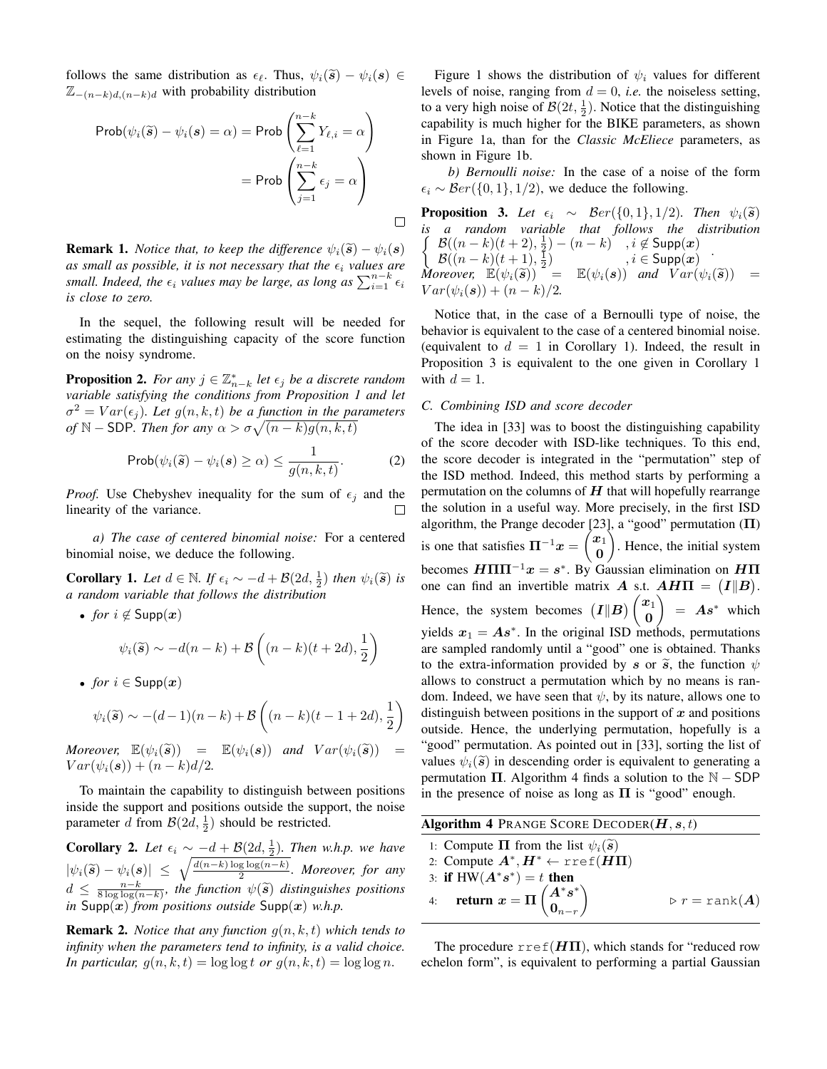follows the same distribution as $\epsilon_\ell$. Thus, $\psi_i(\widetilde{\boldsymbol{s}}) - \psi_i(\boldsymbol{s}) \in \mathbb{Z}_{-(n-k)d,(n-k)d}$ with probability distribution

$$\mathsf{Prob}(\psi_i(\widetilde{\boldsymbol{s}}) - \psi_i(\boldsymbol{s}) = \alpha) = \mathsf{Prob}\left(\sum_{\ell=1}^{n-k} Y_{\ell,i} = \alpha\right) = \mathsf{Prob}\left(\sum_{j=1}^{n-k} \epsilon_j = \alpha\right)$$

□

**Remark 1.** *Notice that, to keep the difference $\psi_i(\widetilde{\boldsymbol{s}}) - \psi_i(\boldsymbol{s})$ as small as possible, it is not necessary that the $\epsilon_i$ values are small. Indeed, the $\epsilon_i$ values may be large, as long as $\sum_{i=1}^{n-k} \epsilon_i$ is close to zero.*

In the sequel, the following result will be needed for estimating the distinguishing capacity of the score function on the noisy syndrome.

**Proposition 2.** *For any $j \in \mathbb{Z}^*_{n-k}$ let $\epsilon_j$ be a discrete random variable satisfying the conditions from Proposition 1 and let $\sigma^2 = Var(\epsilon_j)$. Let $g(n,k,t)$ be a function in the parameters of $\mathbb{N}-\mathsf{SDP}$. Then for any $\alpha > \sigma\sqrt{(n-k)g(n,k,t)}$*

$$\mathsf{Prob}(\psi_i(\widetilde{\boldsymbol{s}}) - \psi_i(\boldsymbol{s}) \geq \alpha) \leq \frac{1}{g(n,k,t)}. \tag{2}$$

*Proof.* Use Chebyshev inequality for the sum of $\epsilon_j$ and the linearity of the variance. □

*a) The case of centered binomial noise:* For a centered binomial noise, we deduce the following.

**Corollary 1.** *Let $d \in \mathbb{N}$. If $\epsilon_i \sim -d + \mathcal{B}(2d, \frac{1}{2})$ then $\psi_i(\widetilde{\boldsymbol{s}})$ is a random variable that follows the distribution*

- *for $i \notin \mathsf{Supp}(\boldsymbol{x})$*

$$\psi_i(\widetilde{\boldsymbol{s}}) \sim -d(n-k) + \mathcal{B}\left((n-k)(t+2d), \frac{1}{2}\right)$$

- *for $i \in \mathsf{Supp}(\boldsymbol{x})$*

$$\psi_i(\widetilde{\boldsymbol{s}}) \sim -(d-1)(n-k) + \mathcal{B}\left((n-k)(t-1+2d), \frac{1}{2}\right)$$

*Moreover, $\mathbb{E}(\psi_i(\widetilde{\boldsymbol{s}})) = \mathbb{E}(\psi_i(\boldsymbol{s}))$ and $Var(\psi_i(\widetilde{\boldsymbol{s}})) = Var(\psi_i(\boldsymbol{s})) + (n-k)d/2$.*

To maintain the capability to distinguish between positions inside the support and positions outside the support, the noise parameter $d$ from $\mathcal{B}(2d, \frac{1}{2})$ should be restricted.

**Corollary 2.** *Let $\epsilon_i \sim -d + \mathcal{B}(2d, \frac{1}{2})$. Then w.h.p. we have $|\psi_i(\widetilde{\boldsymbol{s}}) - \psi_i(\boldsymbol{s})| \leq \sqrt{\frac{d(n-k)\log\log(n-k)}{2}}$. Moreover, for any $d \leq \frac{n-k}{8\log\log(n-k)}$, the function $\psi(\widetilde{\boldsymbol{s}})$ distinguishes positions in $\mathsf{Supp}(\boldsymbol{x})$ from positions outside $\mathsf{Supp}(\boldsymbol{x})$ w.h.p.*

**Remark 2.** *Notice that any function $g(n,k,t)$ which tends to infinity when the parameters tend to infinity, is a valid choice. In particular, $g(n,k,t) = \log\log t$ or $g(n,k,t) = \log\log n$.*

Figure 1 shows the distribution of $\psi_i$ values for different levels of noise, ranging from $d = 0$, *i.e.* the noiseless setting, to a very high noise of $\mathcal{B}(2t, \frac{1}{2})$. Notice that the distinguishing capability is much higher for the BIKE parameters, as shown in Figure 1a, than for the *Classic McEliece* parameters, as shown in Figure 1b.

*b) Bernoulli noise:* In the case of a noise of the form $\epsilon_i \sim \mathcal{B}er(\{0,1\}, 1/2)$, we deduce the following.

**Proposition 3.** *Let $\epsilon_i \sim \mathcal{B}er(\{0,1\}, 1/2)$. Then $\psi_i(\widetilde{\boldsymbol{s}})$ is a random variable that follows the distribution*

$$\begin{cases} \mathcal{B}((n-k)(t+2), \frac{1}{2}) - (n-k) & , i \notin \mathsf{Supp}(\boldsymbol{x}) \\ \mathcal{B}((n-k)(t+1), \frac{1}{2}) & , i \in \mathsf{Supp}(\boldsymbol{x}) \end{cases}.$$

*Moreover, $\mathbb{E}(\psi_i(\widetilde{\boldsymbol{s}})) = \mathbb{E}(\psi_i(\boldsymbol{s}))$ and $Var(\psi_i(\widetilde{\boldsymbol{s}})) = Var(\psi_i(\boldsymbol{s})) + (n-k)/2$.*

Notice that, in the case of a Bernoulli type of noise, the behavior is equivalent to the case of a centered binomial noise. (equivalent to $d = 1$ in Corollary 1). Indeed, the result in Proposition 3 is equivalent to the one given in Corollary 1 with $d = 1$.

### C. Combining ISD and score decoder

The idea in [33] was to boost the distinguishing capability of the score decoder with ISD-like techniques. To this end, the score decoder is integrated in the "permutation" step of the ISD method. Indeed, this method starts by performing a permutation on the columns of $\boldsymbol{H}$ that will hopefully rearrange the solution in a useful way. More precisely, in the first ISD algorithm, the Prange decoder [23], a "good" permutation ($\boldsymbol{\Pi}$) is one that satisfies $\boldsymbol{\Pi}^{-1}\boldsymbol{x} = \begin{pmatrix}\boldsymbol{x}_1 \\ \boldsymbol{0}\end{pmatrix}$. Hence, the initial system becomes $\boldsymbol{H}\boldsymbol{\Pi}\boldsymbol{\Pi}^{-1}\boldsymbol{x} = \boldsymbol{s}^*$. By Gaussian elimination on $\boldsymbol{H}\boldsymbol{\Pi}$ one can find an invertible matrix $\boldsymbol{A}$ s.t. $\boldsymbol{A}\boldsymbol{H}\boldsymbol{\Pi} = \begin{pmatrix}\boldsymbol{I} \| \boldsymbol{B}\end{pmatrix}$. Hence, the system becomes $\begin{pmatrix}\boldsymbol{I} \| \boldsymbol{B}\end{pmatrix}\begin{pmatrix}\boldsymbol{x}_1 \\ \boldsymbol{0}\end{pmatrix} = \boldsymbol{A}\boldsymbol{s}^*$ which yields $\boldsymbol{x}_1 = \boldsymbol{A}\boldsymbol{s}^*$. In the original ISD methods, permutations are sampled randomly until a "good" one is obtained. Thanks to the extra-information provided by $\boldsymbol{s}$ or $\widetilde{\boldsymbol{s}}$, the function $\psi$ allows to construct a permutation which by no means is random. Indeed, we have seen that $\psi$, by its nature, allows one to distinguish between positions in the support of $\boldsymbol{x}$ and positions outside. Hence, the underlying permutation, hopefully is a "good" permutation. As pointed out in [33], sorting the list of values $\psi_i(\widetilde{\boldsymbol{s}})$ in descending order is equivalent to generating a permutation $\boldsymbol{\Pi}$. Algorithm 4 finds a solution to the $\mathbb{N}-\mathsf{SDP}$ in the presence of noise as long as $\boldsymbol{\Pi}$ is "good" enough.

**Algorithm 4** PRANGE SCORE DECODER($\boldsymbol{H}, \boldsymbol{s}, t$)

1: Compute $\boldsymbol{\Pi}$ from the list $\psi_i(\widetilde{\boldsymbol{s}})$
2: Compute $\boldsymbol{A}^*, \boldsymbol{H}^* \leftarrow \mathtt{rref}(\boldsymbol{H}\boldsymbol{\Pi})$
3: **if** $\mathrm{HW}(\boldsymbol{A}^*\boldsymbol{s}^*) = t$ **then**
4: &nbsp;&nbsp;&nbsp;&nbsp;**return** $\boldsymbol{x} = \boldsymbol{\Pi}\begin{pmatrix}\boldsymbol{A}^*\boldsymbol{s}^* \\ \boldsymbol{0}_{n-r}\end{pmatrix}$ &nbsp;&nbsp;&nbsp;&nbsp;▷ $r = \mathtt{rank}(\boldsymbol{A})$

The procedure $\mathtt{rref}(\boldsymbol{H}\boldsymbol{\Pi})$, which stands for "reduced row echelon form", is equivalent to performing a partial Gaussian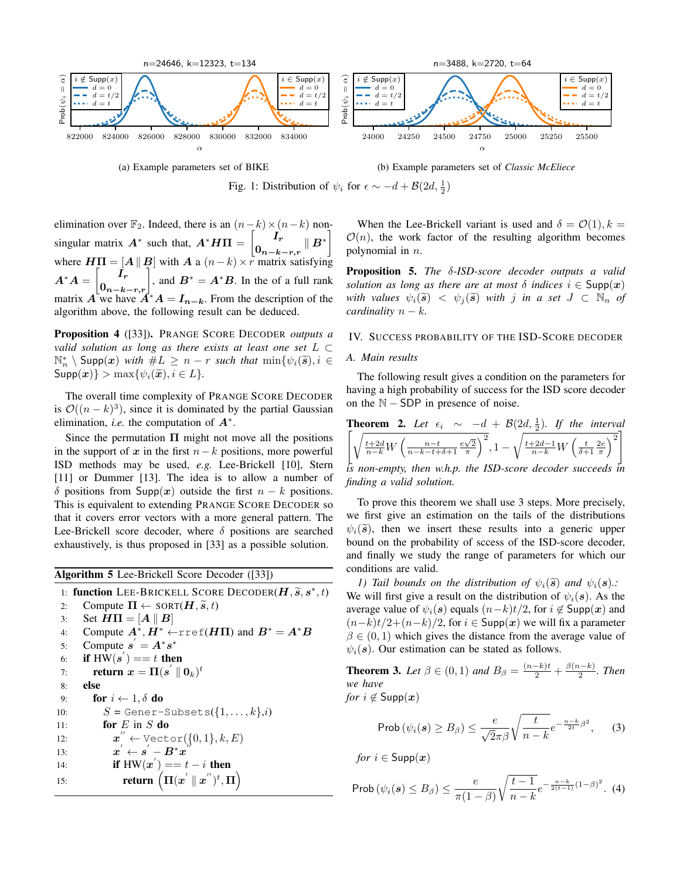Fig. 1: Distribution of $\psi_i$ for $\epsilon \sim -d + \mathcal{B}(2d, \frac{1}{2})$

(a) Example parameters set of BIKE

(b) Example parameters set of *Classic McEliece*

elimination over $\mathbb{F}_2$. Indeed, there is an $(n-k)\times(n-k)$ non-singular matrix $\boldsymbol{A}^*$ such that, $\boldsymbol{A}^*\boldsymbol{H}\boldsymbol{\Pi} = \begin{bmatrix} \boldsymbol{I_r} \\ \boldsymbol{0_{n-k-r,r}} \end{bmatrix} \| \boldsymbol{B}^*$ where $\boldsymbol{H\Pi} = [\boldsymbol{A} \,\|\, \boldsymbol{B}]$ with $\boldsymbol{A}$ a $(n-k)\times r$ matrix satisfying $\boldsymbol{A}^*\boldsymbol{A} = \begin{bmatrix} \boldsymbol{I_r} \\ \boldsymbol{0_{n-k-r,r}} \end{bmatrix}$, and $\boldsymbol{B}^* = \boldsymbol{A}^*\boldsymbol{B}$. In the of a full rank matrix $\boldsymbol{A}$ we have $\boldsymbol{A}^*\boldsymbol{A} = \boldsymbol{I_{n-k}}$. From the description of the algorithm above, the following result can be deduced.

**Proposition 4** ([33]). PRANGE SCORE DECODER *outputs a valid solution as long as there exists at least one set $L \subset \mathbb{N}_n^* \setminus \mathsf{Supp}(\boldsymbol{x})$ with $\#L \geq n-r$ such that $\min\{\psi_i(\widetilde{\boldsymbol{s}}), i \in \mathsf{Supp}(\boldsymbol{x})\} > \max\{\psi_i(\widetilde{\boldsymbol{x}}), i \in L\}$.*

The overall time complexity of PRANGE SCORE DECODER is $\mathcal{O}((n-k)^3)$, since it is dominated by the partial Gaussian elimination, *i.e.* the computation of $\boldsymbol{A}^*$.

Since the permutation $\boldsymbol{\Pi}$ might not move all the positions in the support of $\boldsymbol{x}$ in the first $n-k$ positions, more powerful ISD methods may be used, *e.g.* Lee-Brickell [10], Stern [11] or Dummer [13]. The idea is to allow a number of $\delta$ positions from $\mathsf{Supp}(\boldsymbol{x})$ outside the first $n-k$ positions. This is equivalent to extending PRANGE SCORE DECODER so that it covers error vectors with a more general pattern. The Lee-Brickell score decoder, where $\delta$ positions are searched exhaustively, is thus proposed in [33] as a possible solution.

**Algorithm 5** Lee-Brickell Score Decoder ([33])

```
1:  function LEE-BRICKELL SCORE DECODER(H, s̃, s*, t)
2:      Compute Π ← SORT(H, s̃, t)
3:      Set HΠ = [A ‖ B]
4:      Compute A*, H* ← rref(HΠ) and B* = A*B
5:      Compute s' = A*s*
6:      if HW(s') == t then
7:          return x = Π(s' ‖ 0_k)^t
8:      else
9:          for i ← 1, δ do
10:             S = Gener-Subsets({1, . . . , k}, i)
11:             for E in S do
12:                 x'' ← Vector({0, 1}, k, E)
13:                 x' ← s' − B*x''
14:                 if HW(x') == t − i then
15:                     return (Π(x' ‖ x'')^t, Π)
```

When the Lee-Brickell variant is used and $\delta = \mathcal{O}(1), k = \mathcal{O}(n)$, the work factor of the resulting algorithm becomes polynomial in $n$.

**Proposition 5.** *The $\delta$-ISD-score decoder outputs a valid solution as long as there are at most $\delta$ indices $i \in \mathsf{Supp}(\boldsymbol{x})$ with values $\psi_i(\widetilde{\boldsymbol{s}}) < \psi_j(\widetilde{\boldsymbol{s}})$ with $j$ in a set $J \subset \mathbb{N}_n$ of cardinality $n-k$.*

## IV. SUCCESS PROBABILITY OF THE ISD-SCORE DECODER

### A. Main results

The following result gives a condition on the parameters for having a high probability of success for the ISD score decoder on the $\mathbb{N}-\mathsf{SDP}$ in presence of noise.

**Theorem 2.** *Let $\epsilon_i \sim -d + \mathcal{B}(2d, \frac{1}{2})$. If the interval $\left[\sqrt{\frac{t+2d}{n-k}W\left(\frac{n-t}{n-k-t+\delta+1}\frac{e\sqrt{2}}{\pi}\right)^2}, 1-\sqrt{\frac{t+2d-1}{n-k}W\left(\frac{t}{\delta+1}\frac{2e}{\pi}\right)^2}\right]$ is non-empty, then w.h.p. the ISD-score decoder succeeds in finding a valid solution.*

To prove this theorem we shall use 3 steps. More precisely, we first give an estimation on the tails of the distributions $\psi_i(\widetilde{\boldsymbol{s}})$, then we insert these results into a generic upper bound on the probability of scess of the ISD-score decoder, and finally we study the range of parameters for which our conditions are valid.

*1) Tail bounds on the distribution of $\psi_i(\widetilde{\boldsymbol{s}})$ and $\psi_i(\boldsymbol{s})$.:* We will first give a result on the distribution of $\psi_i(\boldsymbol{s})$. As the average value of $\psi_i(\boldsymbol{s})$ equals $(n-k)t/2$, for $i \notin \mathsf{Supp}(\boldsymbol{x})$ and $(n-k)t/2+(n-k)/2$, for $i \in \mathsf{Supp}(\boldsymbol{x})$ we will fix a parameter $\beta \in (0,1)$ which gives the distance from the average value of $\psi_i(\boldsymbol{s})$. Our estimation can be stated as follows.

**Theorem 3.** *Let $\beta \in (0,1)$ and $B_\beta = \frac{(n-k)t}{2} + \frac{\beta(n-k)}{2}$. Then we have*

*for $i \notin \mathsf{Supp}(\boldsymbol{x})$*

$$\mathsf{Prob}\left(\psi_i(\boldsymbol{s}) \geq B_\beta\right) \leq \frac{e}{\sqrt{2}\pi\beta}\sqrt{\frac{t}{n-k}}e^{-\frac{n-k}{2t}\beta^2}, \quad (3)$$

*for $i \in \mathsf{Supp}(\boldsymbol{x})$*

$$\mathsf{Prob}\left(\psi_i(\boldsymbol{s}) \leq B_\beta\right) \leq \frac{e}{\pi(1-\beta)}\sqrt{\frac{t-1}{n-k}}e^{-\frac{n-k}{2(t-1)}(1-\beta)^2}. \quad (4)$$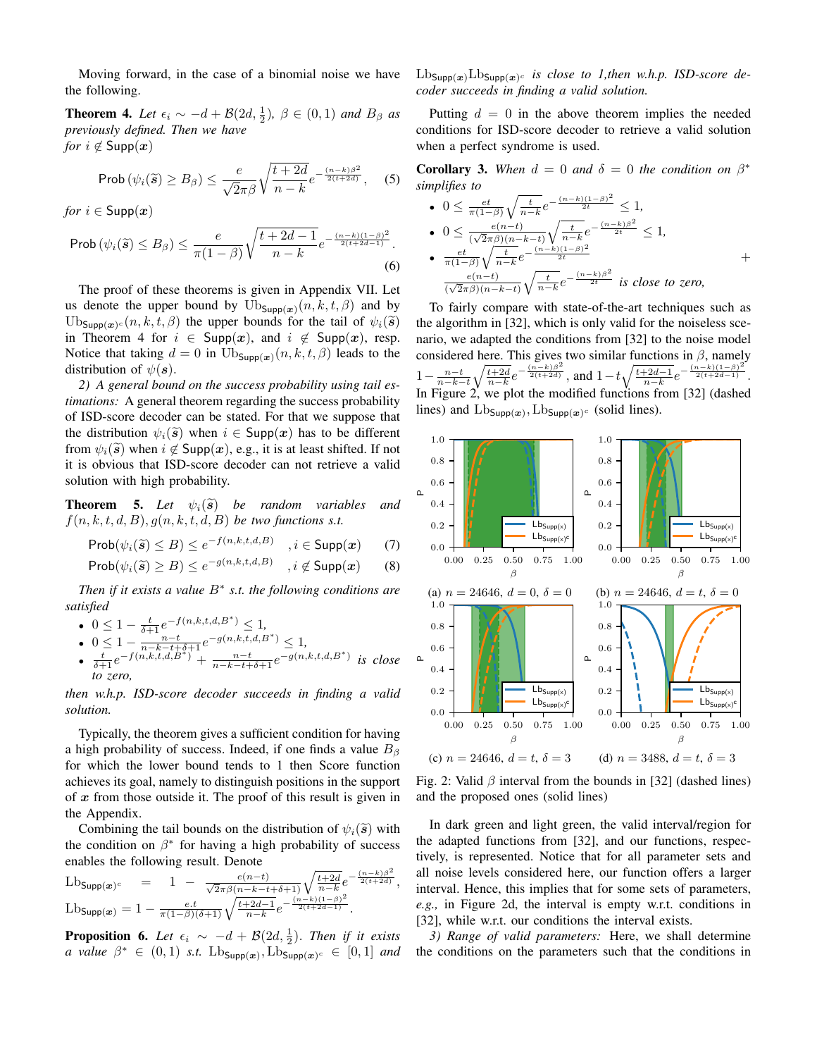Moving forward, in the case of a binomial noise we have the following.

**Theorem 4.** *Let $\epsilon_i \sim -d + \mathcal{B}(2d, \frac{1}{2})$, $\beta \in (0,1)$ and $B_\beta$ as previously defined. Then we have for $i \notin \mathsf{Supp}(\boldsymbol{x})$*

$$\mathsf{Prob}\left(\psi_i(\widetilde{\boldsymbol{s}}) \geq B_\beta\right) \leq \frac{e}{\sqrt{2\pi}\beta}\sqrt{\frac{t+2d}{n-k}}e^{-\frac{(n-k)\beta^2}{2(t+2d)}}, \quad (5)$$

*for $i \in \mathsf{Supp}(\boldsymbol{x})$*

$$\mathsf{Prob}\left(\psi_i(\widetilde{\boldsymbol{s}}) \leq B_\beta\right) \leq \frac{e}{\pi(1-\beta)}\sqrt{\frac{t+2d-1}{n-k}}e^{-\frac{(n-k)(1-\beta)^2}{2(t+2d-1)}}. \quad (6)$$

The proof of these theorems is given in Appendix VII. Let us denote the upper bound by $\mathrm{Ub}_{\mathsf{Supp}(\boldsymbol{x})}(n,k,t,\beta)$ and by $\mathrm{Ub}_{\mathsf{Supp}(\boldsymbol{x})^c}(n,k,t,\beta)$ the upper bounds for the tail of $\psi_i(\widetilde{\boldsymbol{s}})$ in Theorem 4 for $i \in \mathsf{Supp}(\boldsymbol{x})$, and $i \notin \mathsf{Supp}(\boldsymbol{x})$, resp. Notice that taking $d = 0$ in $\mathrm{Ub}_{\mathsf{Supp}(\boldsymbol{x})}(n,k,t,\beta)$ leads to the distribution of $\psi(\boldsymbol{s})$.

*2) A general bound on the success probability using tail estimations:* A general theorem regarding the success probability of ISD-score decoder can be stated. For that we suppose that the distribution $\psi_i(\widetilde{\boldsymbol{s}})$ when $i \in \mathsf{Supp}(\boldsymbol{x})$ has to be different from $\psi_i(\widetilde{\boldsymbol{s}})$ when $i \notin \mathsf{Supp}(\boldsymbol{x})$, e.g., it is at least shifted. If not it is obvious that ISD-score decoder can not retrieve a valid solution with high probability.

**Theorem 5.** *Let $\psi_i(\widetilde{\boldsymbol{s}})$ be random variables and $f(n,k,t,d,B), g(n,k,t,d,B)$ be two functions s.t.*

$$\mathsf{Prob}(\psi_i(\widetilde{\boldsymbol{s}}) \leq B) \leq e^{-f(n,k,t,d,B)} \quad , i \in \mathsf{Supp}(\boldsymbol{x}) \quad (7)$$
$$\mathsf{Prob}(\psi_i(\widetilde{\boldsymbol{s}}) \geq B) \leq e^{-g(n,k,t,d,B)} \quad , i \notin \mathsf{Supp}(\boldsymbol{x}) \quad (8)$$

*Then if it exists a value $B^*$ s.t. the following conditions are satisfied*

- $0 \leq 1 - \frac{t}{\delta+1}e^{-f(n,k,t,d,B^*)} \leq 1,$
- $0 \leq 1 - \frac{n-t}{n-k-t+\delta+1}e^{-g(n,k,t,d,B^*)} \leq 1,$
- $\frac{t}{\delta+1}e^{-f(n,k,t,d,B^*)} + \frac{n-t}{n-k-t+\delta+1}e^{-g(n,k,t,d,B^*)}$ *is close to zero,*

*then w.h.p. ISD-score decoder succeeds in finding a valid solution.*

Typically, the theorem gives a sufficient condition for having a high probability of success. Indeed, if one finds a value $B_\beta$ for which the lower bound tends to 1 then Score function achieves its goal, namely to distinguish positions in the support of $\boldsymbol{x}$ from those outside it. The proof of this result is given in the Appendix.

Combining the tail bounds on the distribution of $\psi_i(\widetilde{\boldsymbol{s}})$ with the condition on $\beta^*$ for having a high probability of success enables the following result. Denote
$\mathrm{Lb}_{\mathsf{Supp}(\boldsymbol{x})^c} = 1 - \frac{e(n-t)}{\sqrt{2\pi}\beta(n-k-t+\delta+1)}\sqrt{\frac{t+2d}{n-k}}e^{-\frac{(n-k)\beta^2}{2(t+2d)}}$,
$\mathrm{Lb}_{\mathsf{Supp}(\boldsymbol{x})} = 1 - \frac{e.t}{\pi(1-\beta)(\delta+1)}\sqrt{\frac{t+2d-1}{n-k}}e^{-\frac{(n-k)(1-\beta)^2}{2(t+2d-1)}}$.

**Proposition 6.** *Let $\epsilon_i \sim -d + \mathcal{B}(2d, \frac{1}{2})$. Then if it exists a value $\beta^* \in (0,1)$ s.t. $\mathrm{Lb}_{\mathsf{Supp}(\boldsymbol{x})}, \mathrm{Lb}_{\mathsf{Supp}(\boldsymbol{x})^c} \in [0,1]$ and $\mathrm{Lb}_{\mathsf{Supp}(\boldsymbol{x})}\mathrm{Lb}_{\mathsf{Supp}(\boldsymbol{x})^c}$ is close to 1,then w.h.p. ISD-score decoder succeeds in finding a valid solution.*

Putting $d = 0$ in the above theorem implies the needed conditions for ISD-score decoder to retrieve a valid solution when a perfect syndrome is used.

**Corollary 3.** *When $d = 0$ and $\delta = 0$ the condition on $\beta^*$ simplifies to*

- $0 \leq \frac{et}{\pi(1-\beta)}\sqrt{\frac{t}{n-k}}e^{-\frac{(n-k)(1-\beta)^2}{2t}} \leq 1,$
- $0 \leq \frac{e(n-t)}{(\sqrt{2\pi}\beta)(n-k-t)}\sqrt{\frac{t}{n-k}}e^{-\frac{(n-k)\beta^2}{2t}} \leq 1,$
- $\frac{et}{\pi(1-\beta)}\sqrt{\frac{t}{n-k}}e^{-\frac{(n-k)(1-\beta)^2}{2t}} + \frac{e(n-t)}{(\sqrt{2\pi}\beta)(n-k-t)}\sqrt{\frac{t}{n-k}}e^{-\frac{(n-k)\beta^2}{2t}}$ *is close to zero,*

To fairly compare with state-of-the-art techniques such as the algorithm in [32], which is only valid for the noiseless scenario, we adapted the conditions from [32] to the noise model considered here. This gives two similar functions in $\beta$, namely $1 - \frac{n-t}{n-k-t}\sqrt{\frac{t+2d}{n-k}}e^{-\frac{(n-k)\beta^2}{2(t+2d)}}$, and $1 - t\sqrt{\frac{t+2d-1}{n-k}}e^{-\frac{(n-k)(1-\beta)^2}{2(t+2d-1)}}$. In Figure 2, we plot the modified functions from [32] (dashed lines) and $\mathrm{Lb}_{\mathsf{Supp}(\boldsymbol{x})}, \mathrm{Lb}_{\mathsf{Supp}(\boldsymbol{x})^c}$ (solid lines).

(a) $n = 24646$, $d = 0$, $\delta = 0$
(b) $n = 24646$, $d = t$, $\delta = 0$
(c) $n = 24646$, $d = t$, $\delta = 3$
(d) $n = 3488$, $d = t$, $\delta = 3$

Fig. 2: Valid $\beta$ interval from the bounds in [32] (dashed lines) and the proposed ones (solid lines)

In dark green and light green, the valid interval/region for the adapted functions from [32], and our functions, respectively, is represented. Notice that for all parameter sets and all noise levels considered here, our function offers a larger interval. Hence, this implies that for some sets of parameters, *e.g.,* in Figure 2d, the interval is empty w.r.t. conditions in [32], while w.r.t. our conditions the interval exists.

*3) Range of valid parameters:* Here, we shall determine the conditions on the parameters such that the conditions in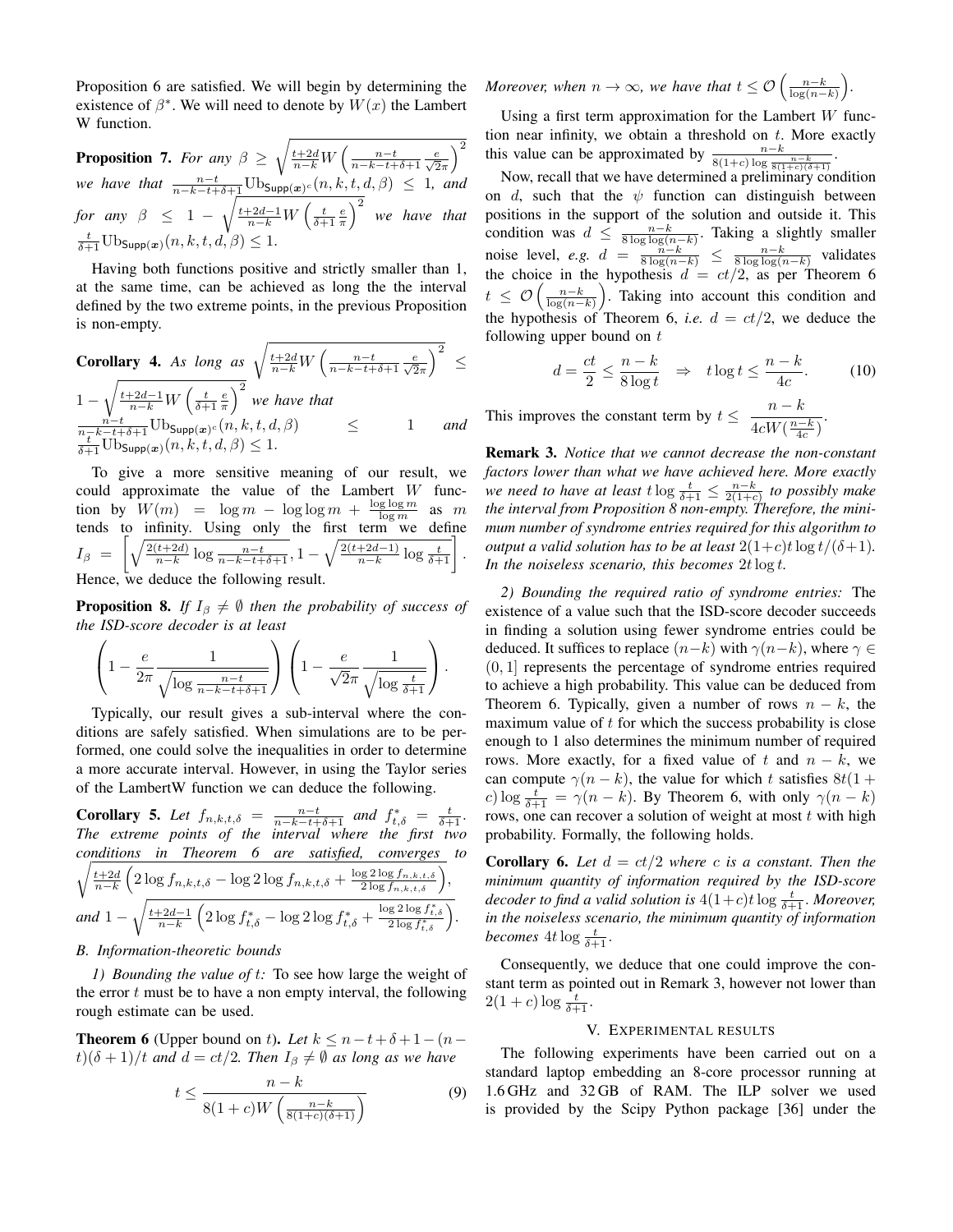Proposition 6 are satisfied. We will begin by determining the existence of $\beta^*$. We will need to denote by $W(x)$ the Lambert W function.

**Proposition 7.** *For any $\beta \geq \sqrt{\frac{t+2d}{n-k}W\left(\frac{n-t}{n-k-t+\delta+1}\frac{e}{\sqrt{2\pi}}\right)}^2$ we have that $\frac{n-t}{n-k-t+\delta+1}\mathrm{Ub}_{\mathsf{Supp}(\boldsymbol{x})^c}(n,k,t,d,\beta) \leq 1$, and for any $\beta \leq 1 - \sqrt{\frac{t+2d-1}{n-k}W\left(\frac{t}{\delta+1}\frac{e}{\pi}\right)}^2$ we have that $\frac{t}{\delta+1}\mathrm{Ub}_{\mathsf{Supp}(\boldsymbol{x})}(n,k,t,d,\beta) \leq 1$.*

Having both functions positive and strictly smaller than 1, at the same time, can be achieved as long the the interval defined by the two extreme points, in the previous Proposition is non-empty.

**Corollary 4.** *As long as $\sqrt{\frac{t+2d}{n-k}W\left(\frac{n-t}{n-k-t+\delta+1}\frac{e}{\sqrt{2\pi}}\right)}^2 \leq 1 - \sqrt{\frac{t+2d-1}{n-k}W\left(\frac{t}{\delta+1}\frac{e}{\pi}\right)}^2$ we have that $\frac{n-t}{n-k-t+\delta+1}\mathrm{Ub}_{\mathsf{Supp}(\boldsymbol{x})^c}(n,k,t,d,\beta) \leq 1$ and $\frac{t}{\delta+1}\mathrm{Ub}_{\mathsf{Supp}(\boldsymbol{x})}(n,k,t,d,\beta) \leq 1$.*

To give a more sensitive meaning of our result, we could approximate the value of the Lambert $W$ function by $W(m) = \log m - \log\log m + \frac{\log\log m}{\log m}$ as $m$ tends to infinity. Using only the first term we define $I_\beta = \left[\sqrt{\frac{2(t+2d)}{n-k}\log\frac{n-t}{n-k-t+\delta+1}}, 1 - \sqrt{\frac{2(t+2d-1)}{n-k}\log\frac{t}{\delta+1}}\right]$. Hence, we deduce the following result.

**Proposition 8.** *If $I_\beta \neq \emptyset$ then the probability of success of the ISD-score decoder is at least*

$$\left(1 - \frac{e}{2\pi}\frac{1}{\sqrt{\log\frac{n-t}{n-k-t+\delta+1}}}\right)\left(1 - \frac{e}{\sqrt{2}\pi}\frac{1}{\sqrt{\log\frac{t}{\delta+1}}}\right).$$

Typically, our result gives a sub-interval where the conditions are safely satisfied. When simulations are to be performed, one could solve the inequalities in order to determine a more accurate interval. However, in using the Taylor series of the LambertW function we can deduce the following.

**Corollary 5.** *Let $f_{n,k,t,\delta} = \frac{n-t}{n-k-t+\delta+1}$ and $f^*_{t,\delta} = \frac{t}{\delta+1}$. The extreme points of the interval where the first two conditions in Theorem 6 are satisfied, converges to $\sqrt{\frac{t+2d}{n-k}\left(2\log f_{n,k,t,\delta} - \log 2\log f_{n,k,t,\delta} + \frac{\log 2\log f_{n,k,t,\delta}}{2\log f_{n,k,t,\delta}}\right)}$, and $1 - \sqrt{\frac{t+2d-1}{n-k}\left(2\log f^*_{t,\delta} - \log 2\log f^*_{t,\delta} + \frac{\log 2\log f^*_{t,\delta}}{2\log f^*_{t,\delta}}\right)}$.*

### B. Information-theoretic bounds

*1) Bounding the value of $t$:* To see how large the weight of the error $t$ must be to have a non empty interval, the following rough estimate can be used.

**Theorem 6** (Upper bound on $t$). *Let $k \leq n-t+\delta+1-(n-t)(\delta+1)/t$ and $d = ct/2$. Then $I_\beta \neq \emptyset$ as long as we have*

$$t \leq \frac{n-k}{8(1+c)W\left(\frac{n-k}{8(1+c)(\delta+1)}\right)} \tag{9}$$

*Moreover, when $n \to \infty$, we have that $t \leq \mathcal{O}\left(\frac{n-k}{\log(n-k)}\right)$.*

Using a first term approximation for the Lambert $W$ function near infinity, we obtain a threshold on $t$. More exactly this value can be approximated by $\frac{n-k}{8(1+c)\log\frac{n-k}{8(1+c)(\delta+1)}}$.

Now, recall that we have determined a preliminary condition on $d$, such that the $\psi$ function can distinguish between positions in the support of the solution and outside it. This condition was $d \leq \frac{n-k}{8\log\log(n-k)}$. Taking a slightly smaller noise level, *e.g.* $d = \frac{n-k}{8\log(n-k)} \leq \frac{n-k}{8\log\log(n-k)}$ validates the choice in the hypothesis $d = ct/2$, as per Theorem 6 $t \leq \mathcal{O}\left(\frac{n-k}{\log(n-k)}\right)$. Taking into account this condition and the hypothesis of Theorem 6, *i.e.* $d = ct/2$, we deduce the following upper bound on $t$

$$d = \frac{ct}{2} \leq \frac{n-k}{8\log t} \quad \Rightarrow \quad t\log t \leq \frac{n-k}{4c}. \tag{10}$$

This improves the constant term by $t \leq \dfrac{n-k}{4cW(\frac{n-k}{4c})}$.

**Remark 3.** *Notice that we cannot decrease the non-constant factors lower than what we have achieved here. More exactly we need to have at least $t\log\frac{t}{\delta+1} \leq \frac{n-k}{2(1+c)}$ to possibly make the interval from Proposition 8 non-empty. Therefore, the minimum number of syndrome entries required for this algorithm to output a valid solution has to be at least $2(1+c)t\log t/(\delta+1)$. In the noiseless scenario, this becomes $2t\log t$.*

*2) Bounding the required ratio of syndrome entries:* The existence of a value such that the ISD-score decoder succeeds in finding a solution using fewer syndrome entries could be deduced. It suffices to replace $(n-k)$ with $\gamma(n-k)$, where $\gamma \in (0,1]$ represents the percentage of syndrome entries required to achieve a high probability. This value can be deduced from Theorem 6. Typically, given a number of rows $n-k$, the maximum value of $t$ for which the success probability is close enough to 1 also determines the minimum number of required rows. More exactly, for a fixed value of $t$ and $n-k$, we can compute $\gamma(n-k)$, the value for which $t$ satisfies $8t(1+c)\log\frac{t}{\delta+1} = \gamma(n-k)$. By Theorem 6, with only $\gamma(n-k)$ rows, one can recover a solution of weight at most $t$ with high probability. Formally, the following holds.

**Corollary 6.** *Let $d = ct/2$ where $c$ is a constant. Then the minimum quantity of information required by the ISD-score decoder to find a valid solution is $4(1+c)t\log\frac{t}{\delta+1}$. Moreover, in the noiseless scenario, the minimum quantity of information becomes $4t\log\frac{t}{\delta+1}$.*

Consequently, we deduce that one could improve the constant term as pointed out in Remark 3, however not lower than $2(1+c)\log\frac{t}{\delta+1}$.

## V. Experimental results

The following experiments have been carried out on a standard laptop embedding an 8-core processor running at 1.6 GHz and 32 GB of RAM. The ILP solver we used is provided by the Scipy Python package [36] under the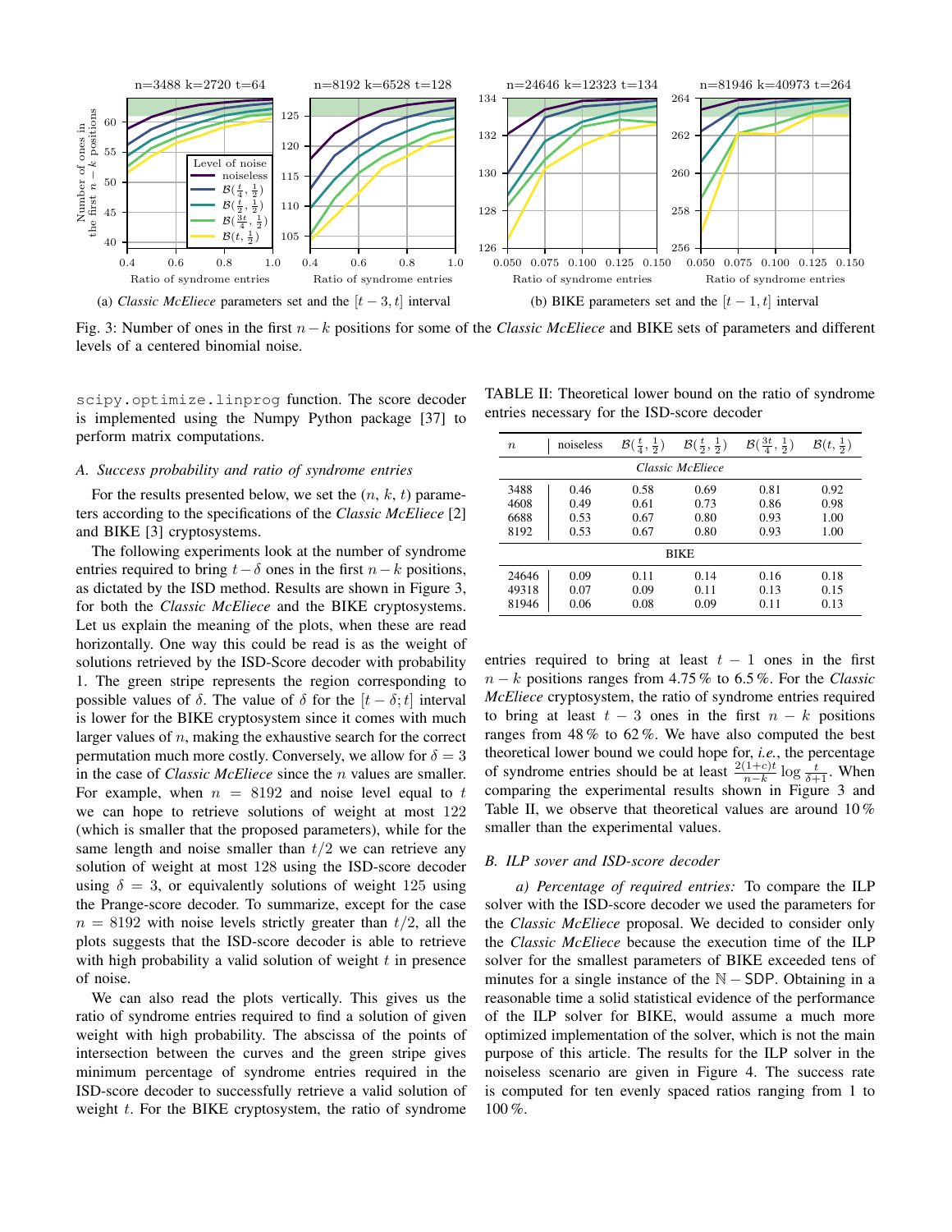(a) *Classic McEliece* parameters set and the $[t-3, t]$ interval

(b) BIKE parameters set and the $[t-1, t]$ interval

Fig. 3: Number of ones in the first $n-k$ positions for some of the *Classic McEliece* and BIKE sets of parameters and different levels of a centered binomial noise.

scipy.optimize.linprog function. The score decoder is implemented using the Numpy Python package [37] to perform matrix computations.

### A. Success probability and ratio of syndrome entries

For the results presented below, we set the ($n$, $k$, $t$) parameters according to the specifications of the *Classic McEliece* [2] and BIKE [3] cryptosystems.

The following experiments look at the number of syndrome entries required to bring $t-\delta$ ones in the first $n-k$ positions, as dictated by the ISD method. Results are shown in Figure 3, for both the *Classic McEliece* and the BIKE cryptosystems. Let us explain the meaning of the plots, when these are read horizontally. One way this could be read is as the weight of solutions retrieved by the ISD-Score decoder with probability 1. The green stripe represents the region corresponding to possible values of $\delta$. The value of $\delta$ for the $[t-\delta; t]$ interval is lower for the BIKE cryptosystem since it comes with much larger values of $n$, making the exhaustive search for the correct permutation much more costly. Conversely, we allow for $\delta = 3$ in the case of *Classic McEliece* since the $n$ values are smaller. For example, when $n = 8192$ and noise level equal to $t$ we can hope to retrieve solutions of weight at most 122 (which is smaller that the proposed parameters), while for the same length and noise smaller than $t/2$ we can retrieve any solution of weight at most 128 using the ISD-score decoder using $\delta = 3$, or equivalently solutions of weight 125 using the Prange-score decoder. To summarize, except for the case $n = 8192$ with noise levels strictly greater than $t/2$, all the plots suggests that the ISD-score decoder is able to retrieve with high probability a valid solution of weight $t$ in presence of noise.

We can also read the plots vertically. This gives us the ratio of syndrome entries required to find a solution of given weight with high probability. The abscissa of the points of intersection between the curves and the green stripe gives minimum percentage of syndrome entries required in the ISD-score decoder to successfully retrieve a valid solution of weight $t$. For the BIKE cryptosystem, the ratio of syndrome entries required to bring at least $t-1$ ones in the first $n-k$ positions ranges from 4.75 % to 6.5 %. For the *Classic McEliece* cryptosystem, the ratio of syndrome entries required to bring at least $t-3$ ones in the first $n-k$ positions ranges from 48 % to 62 %. We have also computed the best theoretical lower bound we could hope for, *i.e.*, the percentage of syndrome entries should be at least $\frac{2(1+c)t}{n-k} \log \frac{t}{\delta+1}$. When comparing the experimental results shown in Figure 3 and Table II, we observe that theoretical values are around 10 % smaller than the experimental values.

TABLE II: Theoretical lower bound on the ratio of syndrome entries necessary for the ISD-score decoder

| $n$ | noiseless | $\mathcal{B}(\frac{t}{4}, \frac{1}{2})$ | $\mathcal{B}(\frac{t}{2}, \frac{1}{2})$ | $\mathcal{B}(\frac{3t}{4}, \frac{1}{2})$ | $\mathcal{B}(t, \frac{1}{2})$ |
|---|---|---|---|---|---|
| *Classic McEliece* | | | | | |
| 3488 | 0.46 | 0.58 | 0.69 | 0.81 | 0.92 |
| 4608 | 0.49 | 0.61 | 0.73 | 0.86 | 0.98 |
| 6688 | 0.53 | 0.67 | 0.80 | 0.93 | 1.00 |
| 8192 | 0.53 | 0.67 | 0.80 | 0.93 | 1.00 |
| BIKE | | | | | |
| 24646 | 0.09 | 0.11 | 0.14 | 0.16 | 0.18 |
| 49318 | 0.07 | 0.09 | 0.11 | 0.13 | 0.15 |
| 81946 | 0.06 | 0.08 | 0.09 | 0.11 | 0.13 |

### B. ILP sover and ISD-score decoder

*a) Percentage of required entries:* To compare the ILP solver with the ISD-score decoder we used the parameters for the *Classic McEliece* proposal. We decided to consider only the *Classic McEliece* because the execution time of the ILP solver for the smallest parameters of BIKE exceeded tens of minutes for a single instance of the $\mathbb{N}-\mathsf{SDP}$. Obtaining in a reasonable time a solid statistical evidence of the performance of the ILP solver for BIKE, would assume a much more optimized implementation of the solver, which is not the main purpose of this article. The results for the ILP solver in the noiseless scenario are given in Figure 4. The success rate is computed for ten evenly spaced ratios ranging from 1 to 100 %.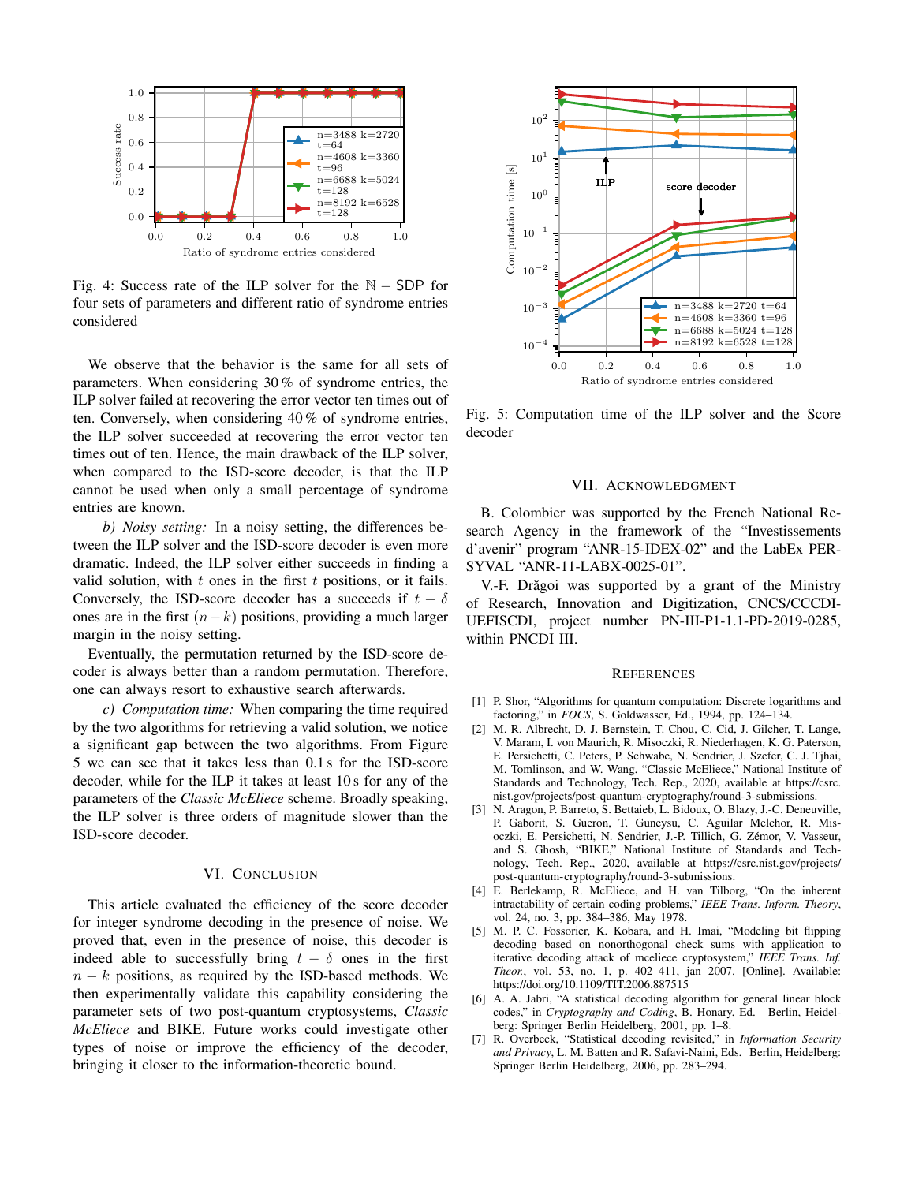Fig. 4: Success rate of the ILP solver for the $\mathbb{N}-\mathrm{SDP}$ for four sets of parameters and different ratio of syndrome entries considered

We observe that the behavior is the same for all sets of parameters. When considering 30 % of syndrome entries, the ILP solver failed at recovering the error vector ten times out of ten. Conversely, when considering 40 % of syndrome entries, the ILP solver succeeded at recovering the error vector ten times out of ten. Hence, the main drawback of the ILP solver, when compared to the ISD-score decoder, is that the ILP cannot be used when only a small percentage of syndrome entries are known.

*b) Noisy setting:* In a noisy setting, the differences between the ILP solver and the ISD-score decoder is even more dramatic. Indeed, the ILP solver either succeeds in finding a valid solution, with $t$ ones in the first $t$ positions, or it fails. Conversely, the ISD-score decoder has a succeeds if $t-\delta$ ones are in the first $(n-k)$ positions, providing a much larger margin in the noisy setting.

Eventually, the permutation returned by the ISD-score decoder is always better than a random permutation. Therefore, one can always resort to exhaustive search afterwards.

*c) Computation time:* When comparing the time required by the two algorithms for retrieving a valid solution, we notice a significant gap between the two algorithms. From Figure 5 we can see that it takes less than 0.1 s for the ISD-score decoder, while for the ILP it takes at least 10 s for any of the parameters of the *Classic McEliece* scheme. Broadly speaking, the ILP solver is three orders of magnitude slower than the ISD-score decoder.

## VI. Conclusion

This article evaluated the efficiency of the score decoder for integer syndrome decoding in the presence of noise. We proved that, even in the presence of noise, this decoder is indeed able to successfully bring $t-\delta$ ones in the first $n-k$ positions, as required by the ISD-based methods. We then experimentally validate this capability considering the parameter sets of two post-quantum cryptosystems, *Classic McEliece* and BIKE. Future works could investigate other types of noise or improve the efficiency of the decoder, bringing it closer to the information-theoretic bound.

Fig. 5: Computation time of the ILP solver and the Score decoder

## VII. Acknowledgment

B. Colombier was supported by the French National Research Agency in the framework of the "Investissements d'avenir" program "ANR-15-IDEX-02" and the LabEx PERSYVAL "ANR-11-LABX-0025-01".

V.-F. Drăgoi was supported by a grant of the Ministry of Research, Innovation and Digitization, CNCS/CCCDI-UEFISCDI, project number PN-III-P1-1.1-PD-2019-0285, within PNCDI III.

## References

[1] P. Shor, "Algorithms for quantum computation: Discrete logarithms and factoring," in *FOCS*, S. Goldwasser, Ed., 1994, pp. 124–134.

[2] M. R. Albrecht, D. J. Bernstein, T. Chou, C. Cid, J. Gilcher, T. Lange, V. Maram, I. von Maurich, R. Misoczki, R. Niederhagen, K. G. Paterson, E. Persichetti, C. Peters, P. Schwabe, N. Sendrier, J. Szefer, C. J. Tjhai, M. Tomlinson, and W. Wang, "Classic McEliece," National Institute of Standards and Technology, Tech. Rep., 2020, available at https://csrc.nist.gov/projects/post-quantum-cryptography/round-3-submissions.

[3] N. Aragon, P. Barreto, S. Bettaieb, L. Bidoux, O. Blazy, J.-C. Deneuville, P. Gaborit, S. Gueron, T. Guneysu, C. Aguilar Melchor, R. Misoczki, E. Persichetti, N. Sendrier, J.-P. Tillich, G. Zémor, V. Vasseur, and S. Ghosh, "BIKE," National Institute of Standards and Technology, Tech. Rep., 2020, available at https://csrc.nist.gov/projects/post-quantum-cryptography/round-3-submissions.

[4] E. Berlekamp, R. McEliece, and H. van Tilborg, "On the inherent intractability of certain coding problems," *IEEE Trans. Inform. Theory*, vol. 24, no. 3, pp. 384–386, May 1978.

[5] M. P. C. Fossorier, K. Kobara, and H. Imai, "Modeling bit flipping decoding based on nonorthogonal check sums with application to iterative decoding attack of mceliece cryptosystem," *IEEE Trans. Inf. Theor.*, vol. 53, no. 1, p. 402–411, jan 2007. [Online]. Available: https://doi.org/10.1109/TIT.2006.887515

[6] A. A. Jabri, "A statistical decoding algorithm for general linear block codes," in *Cryptography and Coding*, B. Honary, Ed. Berlin, Heidelberg: Springer Berlin Heidelberg, 2001, pp. 1–8.

[7] R. Overbeck, "Statistical decoding revisited," in *Information Security and Privacy*, L. M. Batten and R. Safavi-Naini, Eds. Berlin, Heidelberg: Springer Berlin Heidelberg, 2006, pp. 283–294.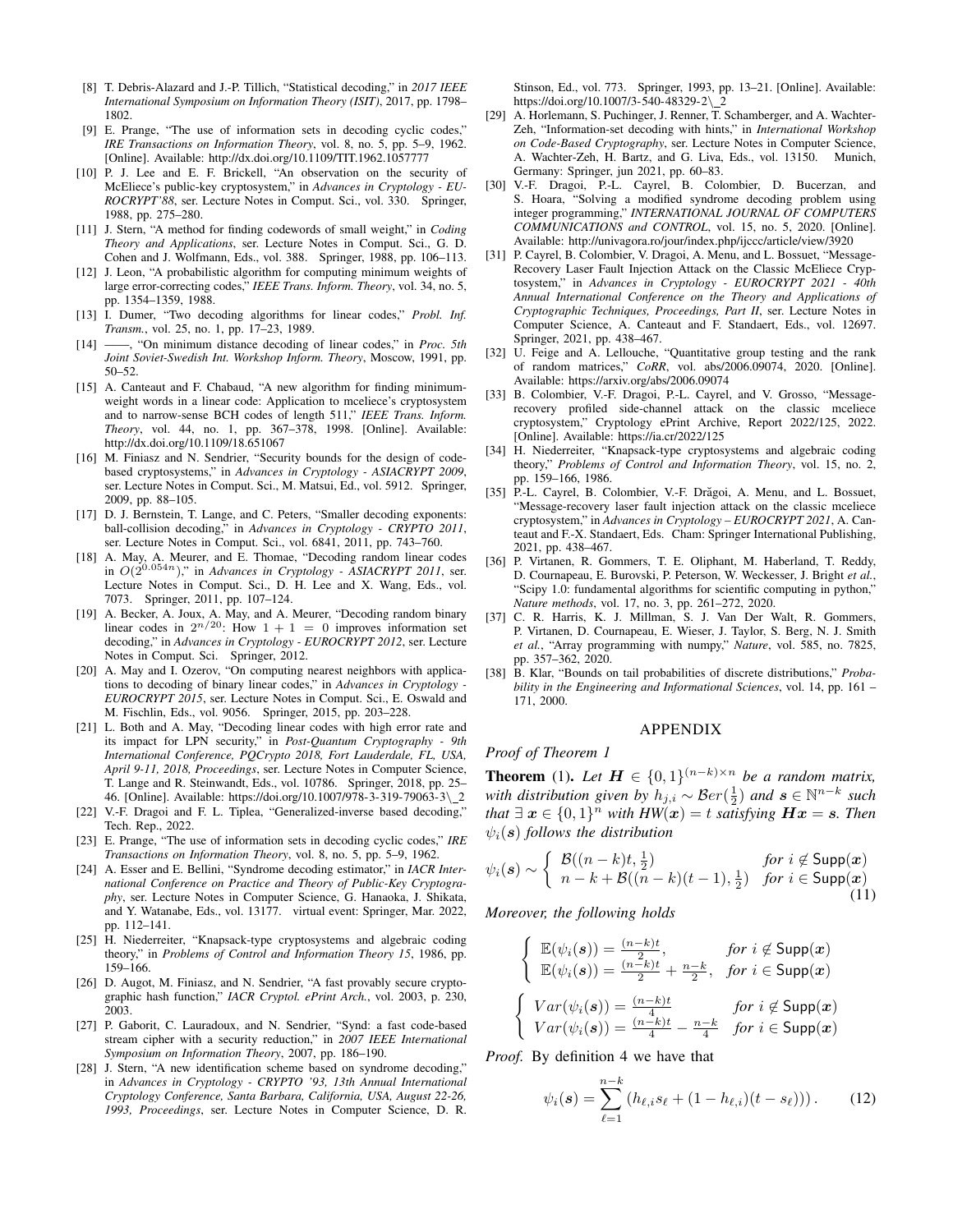[8] T. Debris-Alazard and J.-P. Tillich, "Statistical decoding," in *2017 IEEE International Symposium on Information Theory (ISIT)*, 2017, pp. 1798–1802.

[9] E. Prange, "The use of information sets in decoding cyclic codes," *IRE Transactions on Information Theory*, vol. 8, no. 5, pp. 5–9, 1962. [Online]. Available: http://dx.doi.org/10.1109/TIT.1962.1057777

[10] P. J. Lee and E. F. Brickell, "An observation on the security of McEliece's public-key cryptosystem," in *Advances in Cryptology - EUROCRYPT'88*, ser. Lecture Notes in Comput. Sci., vol. 330. Springer, 1988, pp. 275–280.

[11] J. Stern, "A method for finding codewords of small weight," in *Coding Theory and Applications*, ser. Lecture Notes in Comput. Sci., G. D. Cohen and J. Wolfmann, Eds., vol. 388. Springer, 1988, pp. 106–113.

[12] J. Leon, "A probabilistic algorithm for computing minimum weights of large error-correcting codes," *IEEE Trans. Inform. Theory*, vol. 34, no. 5, pp. 1354–1359, 1988.

[13] I. Dumer, "Two decoding algorithms for linear codes," *Probl. Inf. Transm.*, vol. 25, no. 1, pp. 17–23, 1989.

[14] ——, "On minimum distance decoding of linear codes," in *Proc. 5th Joint Soviet-Swedish Int. Workshop Inform. Theory*, Moscow, 1991, pp. 50–52.

[15] A. Canteaut and F. Chabaud, "A new algorithm for finding minimum-weight words in a linear code: Application to mceliece's cryptosystem and to narrow-sense BCH codes of length 511," *IEEE Trans. Inform. Theory*, vol. 44, no. 1, pp. 367–378, 1998. [Online]. Available: http://dx.doi.org/10.1109/18.651067

[16] M. Finiasz and N. Sendrier, "Security bounds for the design of code-based cryptosystems," in *Advances in Cryptology - ASIACRYPT 2009*, ser. Lecture Notes in Comput. Sci., M. Matsui, Ed., vol. 5912. Springer, 2009, pp. 88–105.

[17] D. J. Bernstein, T. Lange, and C. Peters, "Smaller decoding exponents: ball-collision decoding," in *Advances in Cryptology - CRYPTO 2011*, ser. Lecture Notes in Comput. Sci., vol. 6841, 2011, pp. 743–760.

[18] A. May, A. Meurer, and E. Thomae, "Decoding random linear codes in $O(2^{0.054n})$," in *Advances in Cryptology - ASIACRYPT 2011*, ser. Lecture Notes in Comput. Sci., D. H. Lee and X. Wang, Eds., vol. 7073. Springer, 2011, pp. 107–124.

[19] A. Becker, A. Joux, A. May, and A. Meurer, "Decoding random binary linear codes in $2^{n/20}$: How $1 + 1 = 0$ improves information set decoding," in *Advances in Cryptology - EUROCRYPT 2012*, ser. Lecture Notes in Comput. Sci. Springer, 2012.

[20] A. May and I. Ozerov, "On computing nearest neighbors with applications to decoding of binary linear codes," in *Advances in Cryptology - EUROCRYPT 2015*, ser. Lecture Notes in Comput. Sci., E. Oswald and M. Fischlin, Eds., vol. 9056. Springer, 2015, pp. 203–228.

[21] L. Both and A. May, "Decoding linear codes with high error rate and its impact for LPN security," in *Post-Quantum Cryptography - 9th International Conference, PQCrypto 2018, Fort Lauderdale, FL, USA, April 9-11, 2018, Proceedings*, ser. Lecture Notes in Computer Science, T. Lange and R. Steinwandt, Eds., vol. 10786. Springer, 2018, pp. 25–46. [Online]. Available: https://doi.org/10.1007/978-3-319-79063-3\_2

[22] V.-F. Dragoi and F. L. Tiplea, "Generalized-inverse based decoding," Tech. Rep., 2022.

[23] E. Prange, "The use of information sets in decoding cyclic codes," *IRE Transactions on Information Theory*, vol. 8, no. 5, pp. 5–9, 1962.

[24] A. Esser and E. Bellini, "Syndrome decoding estimator," in *IACR International Conference on Practice and Theory of Public-Key Cryptography*, ser. Lecture Notes in Computer Science, G. Hanaoka, J. Shikata, and Y. Watanabe, Eds., vol. 13177. virtual event: Springer, Mar. 2022, pp. 112–141.

[25] H. Niederreiter, "Knapsack-type cryptosystems and algebraic coding theory," in *Problems of Control and Information Theory 15*, 1986, pp. 159–166.

[26] D. Augot, M. Finiasz, and N. Sendrier, "A fast provably secure cryptographic hash function," *IACR Cryptol. ePrint Arch.*, vol. 2003, p. 230, 2003.

[27] P. Gaborit, C. Lauradoux, and N. Sendrier, "Synd: a fast code-based stream cipher with a security reduction," in *2007 IEEE International Symposium on Information Theory*, 2007, pp. 186–190.

[28] J. Stern, "A new identification scheme based on syndrome decoding," in *Advances in Cryptology - CRYPTO '93, 13th Annual International Cryptology Conference, Santa Barbara, California, USA, August 22-26, 1993, Proceedings*, ser. Lecture Notes in Computer Science, D. R. Stinson, Ed., vol. 773. Springer, 1993, pp. 13–21. [Online]. Available: https://doi.org/10.1007/3-540-48329-2\_2

[29] A. Horlemann, S. Puchinger, J. Renner, T. Schamberger, and A. Wachter-Zeh, "Information-set decoding with hints," in *International Workshop on Code-Based Cryptography*, ser. Lecture Notes in Computer Science, A. Wachter-Zeh, H. Bartz, and G. Liva, Eds., vol. 13150. Munich, Germany: Springer, jun 2021, pp. 60–83.

[30] V.-F. Dragoi, P.-L. Cayrel, B. Colombier, D. Bucerzan, and S. Hoara, "Solving a modified syndrome decoding problem using integer programming," *INTERNATIONAL JOURNAL OF COMPUTERS COMMUNICATIONS and CONTROL*, vol. 15, no. 5, 2020. [Online]. Available: http://univagora.ro/jour/index.php/ijccc/article/view/3920

[31] P. Cayrel, B. Colombier, V. Dragoi, A. Menu, and L. Bossuet, "Message-Recovery Laser Fault Injection Attack on the Classic McEliece Cryptosystem," in *Advances in Cryptology - EUROCRYPT 2021 - 40th Annual International Conference on the Theory and Applications of Cryptographic Techniques, Proceedings, Part II*, ser. Lecture Notes in Computer Science, A. Canteaut and F. Standaert, Eds., vol. 12697. Springer, 2021, pp. 438–467.

[32] U. Feige and A. Lellouche, "Quantitative group testing and the rank of random matrices," *CoRR*, vol. abs/2006.09074, 2020. [Online]. Available: https://arxiv.org/abs/2006.09074

[33] B. Colombier, V.-F. Dragoi, P.-L. Cayrel, and V. Grosso, "Message-recovery profiled side-channel attack on the classic mceliece cryptosystem," Cryptology ePrint Archive, Report 2022/125, 2022. [Online]. Available: https://ia.cr/2022/125

[34] H. Niederreiter, "Knapsack-type cryptosystems and algebraic coding theory," *Problems of Control and Information Theory*, vol. 15, no. 2, pp. 159–166, 1986.

[35] P.-L. Cayrel, B. Colombier, V.-F. Drăgoi, A. Menu, and L. Bossuet, "Message-recovery laser fault injection attack on the classic mceliece cryptosystem," in *Advances in Cryptology – EUROCRYPT 2021*, A. Canteaut and F.-X. Standaert, Eds. Cham: Springer International Publishing, 2021, pp. 438–467.

[36] P. Virtanen, R. Gommers, T. E. Oliphant, M. Haberland, T. Reddy, D. Cournapeau, E. Burovski, P. Peterson, W. Weckesser, J. Bright *et al.*, "Scipy 1.0: fundamental algorithms for scientific computing in python," *Nature methods*, vol. 17, no. 3, pp. 261–272, 2020.

[37] C. R. Harris, K. J. Millman, S. J. Van Der Walt, R. Gommers, P. Virtanen, D. Cournapeau, E. Wieser, J. Taylor, S. Berg, N. J. Smith *et al.*, "Array programming with numpy," *Nature*, vol. 585, no. 7825, pp. 357–362, 2020.

[38] B. Klar, "Bounds on tail probabilities of discrete distributions," *Probability in the Engineering and Informational Sciences*, vol. 14, pp. 161 – 171, 2000.

## APPENDIX

*Proof of Theorem 1*

**Theorem** (1). *Let $\boldsymbol{H} \in \{0,1\}^{(n-k)\times n}$ be a random matrix, with distribution given by $h_{j,i} \sim \mathcal{B}er(\frac{1}{2})$ and $\boldsymbol{s} \in \mathbb{N}^{n-k}$ such that $\exists\, \boldsymbol{x} \in \{0,1\}^n$ with $HW(\boldsymbol{x}) = t$ satisfying $\boldsymbol{Hx} = \boldsymbol{s}$. Then $\psi_i(\boldsymbol{s})$ follows the distribution*

$$\psi_i(\boldsymbol{s}) \sim \begin{cases} \mathcal{B}((n-k)t, \frac{1}{2}) & \text{for } i \notin \mathsf{Supp}(\boldsymbol{x}) \\ n-k+\mathcal{B}((n-k)(t-1), \frac{1}{2}) & \text{for } i \in \mathsf{Supp}(\boldsymbol{x}) \end{cases} \tag{11}$$

*Moreover, the following holds*

$$\begin{cases} \mathbb{E}(\psi_i(\boldsymbol{s})) = \frac{(n-k)t}{2}, & \text{for } i \notin \mathsf{Supp}(\boldsymbol{x}) \\ \mathbb{E}(\psi_i(\boldsymbol{s})) = \frac{(n-k)t}{2} + \frac{n-k}{2}, & \text{for } i \in \mathsf{Supp}(\boldsymbol{x}) \end{cases}$$

$$\begin{cases} Var(\psi_i(\boldsymbol{s})) = \frac{(n-k)t}{4} & \text{for } i \notin \mathsf{Supp}(\boldsymbol{x}) \\ Var(\psi_i(\boldsymbol{s})) = \frac{(n-k)t}{4} - \frac{n-k}{4} & \text{for } i \in \mathsf{Supp}(\boldsymbol{x}) \end{cases}$$

*Proof.* By definition 4 we have that

$$\psi_i(\boldsymbol{s}) = \sum_{\ell=1}^{n-k} \left( h_{\ell,i} s_\ell + (1-h_{\ell,i})(t-s_\ell) \right). \tag{12}$$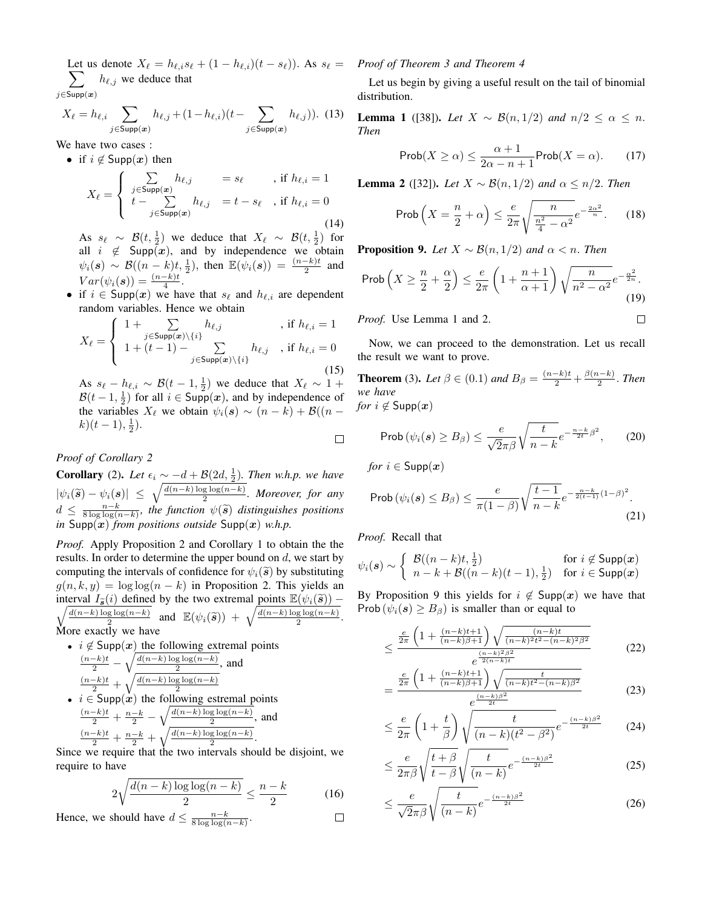Let us denote $X_\ell = h_{\ell,i}s_\ell + (1-h_{\ell,i})(t-s_\ell))$. As $s_\ell = \sum_{j\in\mathsf{Supp}(\boldsymbol{x})} h_{\ell,j}$ we deduce that

$$X_\ell = h_{\ell,i}\sum_{j\in\mathsf{Supp}(\boldsymbol{x})} h_{\ell,j} + (1-h_{\ell,i})(t - \sum_{j\in\mathsf{Supp}(\boldsymbol{x})} h_{\ell,j})). \quad (13)$$

We have two cases :

- if $i \notin \mathsf{Supp}(\boldsymbol{x})$ then

$$X_\ell = \begin{cases} \sum_{j\in\mathsf{Supp}(\boldsymbol{x})} h_{\ell,j} & = s_\ell \quad , \text{if } h_{\ell,i}=1 \\ t - \sum_{j\in\mathsf{Supp}(\boldsymbol{x})} h_{\ell,j} & = t - s_\ell \quad , \text{if } h_{\ell,i}=0 \end{cases} \quad (14)$$

  As $s_\ell \sim \mathcal{B}(t,\frac{1}{2})$ we deduce that $X_\ell \sim \mathcal{B}(t,\frac{1}{2})$ for all $i \notin \mathsf{Supp}(\boldsymbol{x})$, and by independence we obtain $\psi_i(\boldsymbol{s}) \sim \mathcal{B}((n-k)t,\frac{1}{2})$, then $\mathbb{E}(\psi_i(\boldsymbol{s})) = \frac{(n-k)t}{2}$ and $Var(\psi_i(\boldsymbol{s})) = \frac{(n-k)t}{4}$.
- if $i \in \mathsf{Supp}(\boldsymbol{x})$ we have that $s_\ell$ and $h_{\ell,i}$ are dependent random variables. Hence we obtain

$$X_\ell = \begin{cases} 1 + \sum_{j\in\mathsf{Supp}(\boldsymbol{x})\setminus\{i\}} h_{\ell,j} & , \text{if } h_{\ell,i}=1 \\ 1 + (t-1) - \sum_{j\in\mathsf{Supp}(\boldsymbol{x})\setminus\{i\}} h_{\ell,j} & , \text{if } h_{\ell,i}=0 \end{cases} \quad (15)$$

  As $s_\ell - h_{\ell,i} \sim \mathcal{B}(t-1,\frac{1}{2})$ we deduce that $X_\ell \sim 1 + \mathcal{B}(t-1,\frac{1}{2})$ for all $i \in \mathsf{Supp}(\boldsymbol{x})$, and by independence of the variables $X_\ell$ we obtain $\psi_i(\boldsymbol{s}) \sim (n-k) + \mathcal{B}((n-k)(t-1),\frac{1}{2})$.

□

*Proof of Corollary 2*

**Corollary** (2). *Let $\epsilon_i \sim -d + \mathcal{B}(2d,\frac{1}{2})$. Then w.h.p. we have $|\psi_i(\widetilde{\boldsymbol{s}}) - \psi_i(\boldsymbol{s})| \leq \sqrt{\frac{d(n-k)\log\log(n-k)}{2}}$. Moreover, for any $d \leq \frac{n-k}{8\log\log(n-k)}$, the function $\psi(\widetilde{\boldsymbol{s}})$ distinguishes positions in $\mathsf{Supp}(\boldsymbol{x})$ from positions outside $\mathsf{Supp}(\boldsymbol{x})$ w.h.p.*

*Proof.* Apply Proposition 2 and Corollary 1 to obtain the the results. In order to determine the upper bound on $d$, we start by computing the intervals of confidence for $\psi_i(\widetilde{\boldsymbol{s}})$ by substituting $g(n,k,y) = \log\log(n-k)$ in Proposition 2. This yields an interval $I_{\widetilde{\boldsymbol{s}}}(i)$ defined by the two extremal points $\mathbb{E}(\psi_i(\widetilde{\boldsymbol{s}})) - \sqrt{\frac{d(n-k)\log\log(n-k)}{2}}$ and $\mathbb{E}(\psi_i(\widetilde{\boldsymbol{s}})) + \sqrt{\frac{d(n-k)\log\log(n-k)}{2}}$. More exactly we have

- $i \notin \mathsf{Supp}(\boldsymbol{x})$ the following extremal points $\frac{(n-k)t}{2} - \sqrt{\frac{d(n-k)\log\log(n-k)}{2}}$, and $\frac{(n-k)t}{2} + \sqrt{\frac{d(n-k)\log\log(n-k)}{2}}$
- $i \in \mathsf{Supp}(\boldsymbol{x})$ the following estremal points $\frac{(n-k)t}{2} + \frac{n-k}{2} - \sqrt{\frac{d(n-k)\log\log(n-k)}{2}}$, and $\frac{(n-k)t}{2} + \frac{n-k}{2} + \sqrt{\frac{d(n-k)\log\log(n-k)}{2}}$.

Since we require that the two intervals should be disjoint, we require to have

$$2\sqrt{\frac{d(n-k)\log\log(n-k)}{2}} \leq \frac{n-k}{2} \quad (16)$$

Hence, we should have $d \leq \frac{n-k}{8\log\log(n-k)}$. □

*Proof of Theorem 3 and Theorem 4*

Let us begin by giving a useful result on the tail of binomial distribution.

**Lemma 1** ([38]). *Let $X \sim \mathcal{B}(n,1/2)$ and $n/2 \leq \alpha \leq n$. Then*

$$\mathsf{Prob}(X \geq \alpha) \leq \frac{\alpha+1}{2\alpha-n+1}\mathsf{Prob}(X=\alpha). \quad (17)$$

**Lemma 2** ([32]). *Let $X \sim \mathcal{B}(n,1/2)$ and $\alpha \leq n/2$. Then*

$$\mathsf{Prob}\left(X = \frac{n}{2}+\alpha\right) \leq \frac{e}{2\pi}\sqrt{\frac{n}{\frac{n^2}{4}-\alpha^2}}e^{-\frac{2\alpha^2}{n}}. \quad (18)$$

**Proposition 9.** *Let $X \sim \mathcal{B}(n,1/2)$ and $\alpha < n$. Then*

$$\mathsf{Prob}\left(X \geq \frac{n}{2}+\frac{\alpha}{2}\right) \leq \frac{e}{2\pi}\left(1+\frac{n+1}{\alpha+1}\right)\sqrt{\frac{n}{n^2-\alpha^2}}e^{-\frac{\alpha^2}{2n}}. \quad (19)$$

*Proof.* Use Lemma 1 and 2. □

Now, we can proceed to the demonstration. Let us recall the result we want to prove.

**Theorem** (3). *Let $\beta \in (0.1)$ and $B_\beta = \frac{(n-k)t}{2} + \frac{\beta(n-k)}{2}$. Then we have*
*for $i \notin \mathsf{Supp}(\boldsymbol{x})$*

$$\mathsf{Prob}\left(\psi_i(\boldsymbol{s}) \geq B_\beta\right) \leq \frac{e}{\sqrt{2}\pi\beta}\sqrt{\frac{t}{n-k}}e^{-\frac{n-k}{2t}\beta^2}, \quad (20)$$

*for $i \in \mathsf{Supp}(\boldsymbol{x})$*

$$\mathsf{Prob}\left(\psi_i(\boldsymbol{s}) \leq B_\beta\right) \leq \frac{e}{\pi(1-\beta)}\sqrt{\frac{t-1}{n-k}}e^{-\frac{n-k}{2(t-1)}(1-\beta)^2}. \quad (21)$$

*Proof.* Recall that

$$\psi_i(\boldsymbol{s}) \sim \begin{cases} \mathcal{B}((n-k)t,\frac{1}{2}) & \text{for } i \notin \mathsf{Supp}(\boldsymbol{x}) \\ n-k+\mathcal{B}((n-k)(t-1),\frac{1}{2}) & \text{for } i \in \mathsf{Supp}(\boldsymbol{x}) \end{cases}$$

By Proposition 9 this yields for $i \notin \mathsf{Supp}(\boldsymbol{x})$ we have that $\mathsf{Prob}\left(\psi_i(\boldsymbol{s}) \geq B_\beta\right)$ is smaller than or equal to

$$\leq \frac{\frac{e}{2\pi}\left(1+\frac{(n-k)t+1}{(n-k)\beta+1}\right)\sqrt{\frac{(n-k)t}{(n-k)^2t^2-(n-k)^2\beta^2}}}{e^{\frac{(n-k)^2\beta^2}{2(n-k)t}}} \quad (22)$$

$$= \frac{\frac{e}{2\pi}\left(1+\frac{(n-k)t+1}{(n-k)\beta+1}\right)\sqrt{\frac{t}{(n-k)t^2-(n-k)\beta^2}}}{e^{\frac{(n-k)\beta^2}{2t}}} \quad (23)$$

$$\leq \frac{e}{2\pi}\left(1+\frac{t}{\beta}\right)\sqrt{\frac{t}{(n-k)(t^2-\beta^2)}}e^{-\frac{(n-k)\beta^2}{2t}} \quad (24)$$

$$\leq \frac{e}{2\pi\beta}\sqrt{\frac{t+\beta}{t-\beta}}\sqrt{\frac{t}{(n-k)}}e^{-\frac{(n-k)\beta^2}{2t}} \quad (25)$$

$$\leq \frac{e}{\sqrt{2}\pi\beta}\sqrt{\frac{t}{(n-k)}}e^{-\frac{(n-k)\beta^2}{2t}} \quad (26)$$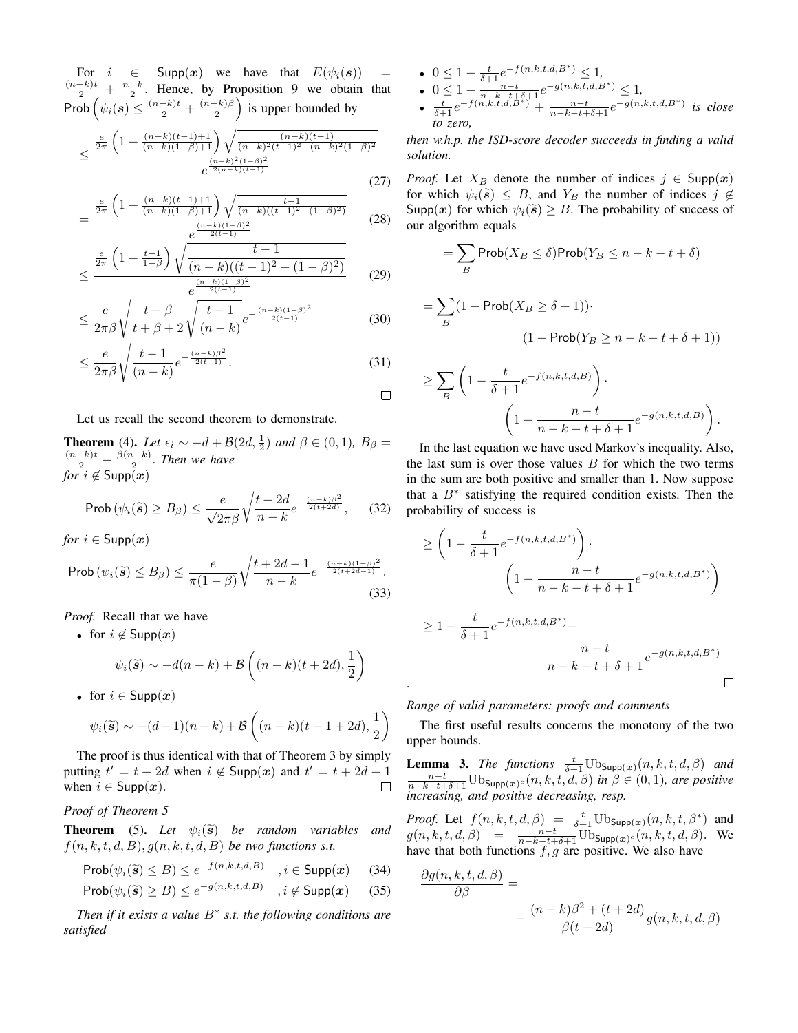For $i \in \mathsf{Supp}(\boldsymbol{x})$ we have that $E(\psi_i(\boldsymbol{s})) = \frac{(n-k)t}{2} + \frac{n-k}{2}$. Hence, by Proposition 9 we obtain that $\mathsf{Prob}\left(\psi_i(\boldsymbol{s}) \leq \frac{(n-k)t}{2} + \frac{(n-k)\beta}{2}\right)$ is upper bounded by

$$\leq \frac{\frac{e}{2\pi}\left(1+\frac{(n-k)(t-1)+1}{(n-k)(1-\beta)+1}\right)\sqrt{\frac{(n-k)(t-1)}{(n-k)^2(t-1)^2-(n-k)^2(1-\beta)^2}}}{e^{\frac{(n-k)^2(1-\beta)^2}{2(n-k)(t-1)}}} \tag{27}$$

$$= \frac{\frac{e}{2\pi}\left(1+\frac{(n-k)(t-1)+1}{(n-k)(1-\beta)+1}\right)\sqrt{\frac{t-1}{(n-k)((t-1)^2-(1-\beta)^2)}}}{e^{\frac{(n-k)(1-\beta)^2}{2(t-1)}}} \tag{28}$$

$$\leq \frac{\frac{e}{2\pi}\left(1+\frac{t-1}{1-\beta}\right)\sqrt{\frac{t-1}{(n-k)((t-1)^2-(1-\beta)^2)}}}{e^{\frac{(n-k)(1-\beta)^2}{2(t-1)}}} \tag{29}$$

$$\leq \frac{e}{2\pi\beta}\sqrt{\frac{t-\beta}{t+\beta+2}}\sqrt{\frac{t-1}{(n-k)}}e^{-\frac{(n-k)(1-\beta)^2}{2(t-1)}} \tag{30}$$

$$\leq \frac{e}{2\pi\beta}\sqrt{\frac{t-1}{(n-k)}}e^{-\frac{(n-k)\beta^2}{2(t-1)}}. \tag{31}$$

□

Let us recall the second theorem to demonstrate.

**Theorem** (4). *Let $\epsilon_i \sim -d + \mathcal{B}(2d, \frac{1}{2})$ and $\beta \in (0,1)$, $B_\beta = \frac{(n-k)t}{2} + \frac{\beta(n-k)}{2}$. Then we have for $i \notin \mathsf{Supp}(\boldsymbol{x})$*

$$\mathsf{Prob}\left(\psi_i(\widetilde{\boldsymbol{s}}) \geq B_\beta\right) \leq \frac{e}{\sqrt{2}\pi\beta}\sqrt{\frac{t+2d}{n-k}}e^{-\frac{(n-k)\beta^2}{2(t+2d)}}, \tag{32}$$

*for $i \in \mathsf{Supp}(\boldsymbol{x})$*

$$\mathsf{Prob}\left(\psi_i(\widetilde{\boldsymbol{s}}) \leq B_\beta\right) \leq \frac{e}{\pi(1-\beta)}\sqrt{\frac{t+2d-1}{n-k}}e^{-\frac{(n-k)(1-\beta)^2}{2(t+2d-1)}}. \tag{33}$$

*Proof.* Recall that we have

- for $i \notin \mathsf{Supp}(\boldsymbol{x})$
$$\psi_i(\widetilde{\boldsymbol{s}}) \sim -d(n-k) + \mathcal{B}\left((n-k)(t+2d), \frac{1}{2}\right)$$
- for $i \in \mathsf{Supp}(\boldsymbol{x})$
$$\psi_i(\widetilde{\boldsymbol{s}}) \sim -(d-1)(n-k) + \mathcal{B}\left((n-k)(t-1+2d), \frac{1}{2}\right)$$

The proof is thus identical with that of Theorem 3 by simply putting $t' = t + 2d$ when $i \notin \mathsf{Supp}(\boldsymbol{x})$ and $t' = t + 2d - 1$ when $i \in \mathsf{Supp}(\boldsymbol{x})$. □

*Proof of Theorem 5*

**Theorem** (5). *Let $\psi_i(\widetilde{\boldsymbol{s}})$ be random variables and $f(n,k,t,d,B), g(n,k,t,d,B)$ be two functions s.t.*

$$\mathsf{Prob}(\psi_i(\widetilde{\boldsymbol{s}}) \leq B) \leq e^{-f(n,k,t,d,B)} \quad, i \in \mathsf{Supp}(\boldsymbol{x}) \tag{34}$$

$$\mathsf{Prob}(\psi_i(\widetilde{\boldsymbol{s}}) \geq B) \leq e^{-g(n,k,t,d,B)} \quad, i \notin \mathsf{Supp}(\boldsymbol{x}) \tag{35}$$

*Then if it exists a value $B^*$ s.t. the following conditions are satisfied*

- $0 \leq 1 - \frac{t}{\delta+1}e^{-f(n,k,t,d,B^*)} \leq 1$,
- $0 \leq 1 - \frac{n-t}{n-k-t+\delta+1}e^{-g(n,k,t,d,B^*)} \leq 1$,
- $\frac{t}{\delta+1}e^{-f(n,k,t,d,B^*)} + \frac{n-t}{n-k-t+\delta+1}e^{-g(n,k,t,d,B^*)}$ *is close to zero,*

*then w.h.p. the ISD-score decoder succeeds in finding a valid solution.*

*Proof.* Let $X_B$ denote the number of indices $j \in \mathsf{Supp}(\boldsymbol{x})$ for which $\psi_i(\widetilde{\boldsymbol{s}}) \leq B$, and $Y_B$ the number of indices $j \notin \mathsf{Supp}(\boldsymbol{x})$ for which $\psi_i(\widetilde{\boldsymbol{s}}) \geq B$. The probability of success of our algorithm equals

$$= \sum_B \mathsf{Prob}(X_B \leq \delta)\mathsf{Prob}(Y_B \leq n-k-t+\delta)$$

$$= \sum_B (1 - \mathsf{Prob}(X_B \geq \delta+1)) \cdot (1 - \mathsf{Prob}(Y_B \geq n-k-t+\delta+1))$$

$$\geq \sum_B \left(1 - \frac{t}{\delta+1}e^{-f(n,k,t,d,B)}\right) \cdot \left(1 - \frac{n-t}{n-k-t+\delta+1}e^{-g(n,k,t,d,B)}\right).$$

In the last equation we have used Markov's inequality. Also, the last sum is over those values $B$ for which the two terms in the sum are both positive and smaller than 1. Now suppose that a $B^*$ satisfying the required condition exists. Then the probability of success is

$$\geq \left(1 - \frac{t}{\delta+1}e^{-f(n,k,t,d,B^*)}\right) \cdot \left(1 - \frac{n-t}{n-k-t+\delta+1}e^{-g(n,k,t,d,B^*)}\right)$$

$$\geq 1 - \frac{t}{\delta+1}e^{-f(n,k,t,d,B^*)} - \frac{n-t}{n-k-t+\delta+1}e^{-g(n,k,t,d,B^*)}$$

. □

*Range of valid parameters: proofs and comments*

The first useful results concerns the monotony of the two upper bounds.

**Lemma 3.** *The functions $\frac{t}{\delta+1}\mathrm{Ub}_{\mathsf{Supp}(\boldsymbol{x})}(n,k,t,d,\beta)$ and $\frac{n-t}{n-k-t+\delta+1}\mathrm{Ub}_{\mathsf{Supp}(\boldsymbol{x})^c}(n,k,t,d,\beta)$ in $\beta \in (0,1)$, are positive increasing, and positive decreasing, resp.*

*Proof.* Let $f(n,k,t,d,\beta) = \frac{t}{\delta+1}\mathrm{Ub}_{\mathsf{Supp}(\boldsymbol{x})}(n,k,t,\beta^*)$ and $g(n,k,t,d,\beta) = \frac{n-t}{n-k-t+\delta+1}\mathrm{Ub}_{\mathsf{Supp}(\boldsymbol{x})^c}(n,k,t,d,\beta)$. We have that both functions $f, g$ are positive. We also have

$$\frac{\partial g(n,k,t,d,\beta)}{\partial \beta} = -\frac{(n-k)\beta^2 + (t+2d)}{\beta(t+2d)}g(n,k,t,d,\beta)$$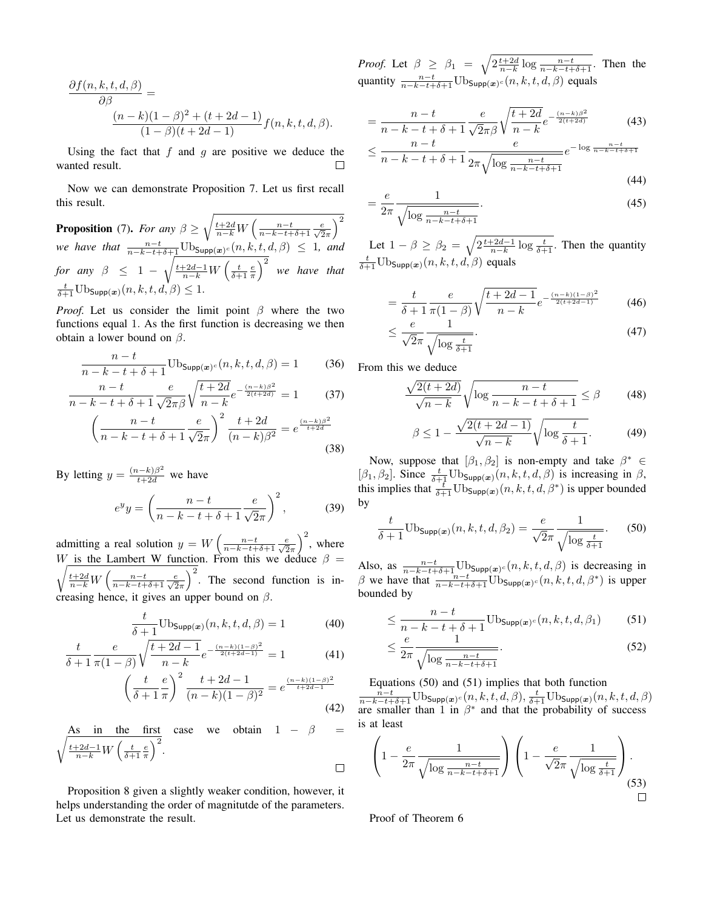$$
\frac{\partial f(n,k,t,d,\beta)}{\partial \beta} = \frac{(n-k)(1-\beta)^2 + (t+2d-1)}{(1-\beta)(t+2d-1)} f(n,k,t,d,\beta).
$$

Using the fact that $f$ and $g$ are positive we deduce the wanted result. $\square$

Now we can demonstrate Proposition 7. Let us first recall this result.

**Proposition** (7). *For any $\beta \geq \sqrt{\frac{t+2d}{n-k} W\left(\frac{n-t}{n-k-t+\delta+1}\frac{e}{\sqrt{2}\pi}\right)^2}$ we have that $\frac{n-t}{n-k-t+\delta+1}\mathrm{Ub}_{\mathsf{Supp}(\boldsymbol{x})^c}(n,k,t,d,\beta) \leq 1$, and for any $\beta \leq 1 - \sqrt{\frac{t+2d-1}{n-k} W\left(\frac{t}{\delta+1}\frac{e}{\pi}\right)^2}$ we have that $\frac{t}{\delta+1}\mathrm{Ub}_{\mathsf{Supp}(\boldsymbol{x})}(n,k,t,d,\beta) \leq 1$.*

*Proof.* Let us consider the limit point $\beta$ where the two functions equal 1. As the first function is decreasing we then obtain a lower bound on $\beta$.

$$
\frac{n-t}{n-k-t+\delta+1}\mathrm{Ub}_{\mathsf{Supp}(\boldsymbol{x})^c}(n,k,t,d,\beta) = 1 \tag{36}
$$

$$
\frac{n-t}{n-k-t+\delta+1}\frac{e}{\sqrt{2}\pi\beta}\sqrt{\frac{t+2d}{n-k}}e^{-\frac{(n-k)\beta^2}{2(t+2d)}} = 1 \tag{37}
$$

$$
\left(\frac{n-t}{n-k-t+\delta+1}\frac{e}{\sqrt{2}\pi}\right)^2 \frac{t+2d}{(n-k)\beta^2} = e^{\frac{(n-k)\beta^2}{t+2d}} \tag{38}
$$

By letting $y = \frac{(n-k)\beta^2}{t+2d}$ we have

$$
e^y y = \left(\frac{n-t}{n-k-t+\delta+1}\frac{e}{\sqrt{2}\pi}\right)^2, \tag{39}
$$

admitting a real solution $y = W\left(\frac{n-t}{n-k-t+\delta+1}\frac{e}{\sqrt{2}\pi}\right)^2$, where $W$ is the Lambert W function. From this we deduce $\beta = \sqrt{\frac{t+2d}{n-k}W\left(\frac{n-t}{n-k-t+\delta+1}\frac{e}{\sqrt{2}\pi}\right)^2}$. The second function is increasing hence, it gives an upper bound on $\beta$.

$$
\frac{t}{\delta+1}\mathrm{Ub}_{\mathsf{Supp}(\boldsymbol{x})}(n,k,t,d,\beta) = 1 \tag{40}
$$

$$
\frac{t}{\delta+1}\frac{e}{\pi(1-\beta)}\sqrt{\frac{t+2d-1}{n-k}}e^{-\frac{(n-k)(1-\beta)^2}{2(t+2d-1)}} = 1 \tag{41}
$$

$$
\left(\frac{t}{\delta+1}\frac{e}{\pi}\right)^2 \frac{t+2d-1}{(n-k)(1-\beta)^2} = e^{\frac{(n-k)(1-\beta)^2}{t+2d-1}} \tag{42}
$$

As in the first case we obtain $1-\beta = \sqrt{\frac{t+2d-1}{n-k}W\left(\frac{t}{\delta+1}\frac{e}{\pi}\right)^2}$. $\square$

Proposition 8 given a slightly weaker condition, however, it helps understanding the order of magnitutde of the parameters. Let us demonstrate the result.

*Proof.* Let $\beta \geq \beta_1 = \sqrt{2\frac{t+2d}{n-k}\log\frac{n-t}{n-k-t+\delta+1}}$. Then the quantity $\frac{n-t}{n-k-t+\delta+1}\mathrm{Ub}_{\mathsf{Supp}(\boldsymbol{x})^c}(n,k,t,d,\beta)$ equals

$$
= \frac{n-t}{n-k-t+\delta+1}\frac{e}{\sqrt{2}\pi\beta}\sqrt{\frac{t+2d}{n-k}}e^{-\frac{(n-k)\beta^2}{2(t+2d)}} \tag{43}
$$

$$
\leq \frac{n-t}{n-k-t+\delta+1}\frac{e}{2\pi\sqrt{\log\frac{n-t}{n-k-t+\delta+1}}}e^{-\log\frac{n-t}{n-k-t+\delta+1}} \tag{44}
$$

$$
= \frac{e}{2\pi}\frac{1}{\sqrt{\log\frac{n-t}{n-k-t+\delta+1}}}. \tag{45}
$$

Let $1-\beta \geq \beta_2 = \sqrt{2\frac{t+2d-1}{n-k}\log\frac{t}{\delta+1}}$. Then the quantity $\frac{t}{\delta+1}\mathrm{Ub}_{\mathsf{Supp}(\boldsymbol{x})}(n,k,t,d,\beta)$ equals

$$
= \frac{t}{\delta+1}\frac{e}{\pi(1-\beta)}\sqrt{\frac{t+2d-1}{n-k}}e^{-\frac{(n-k)(1-\beta)^2}{2(t+2d-1)}} \tag{46}
$$

$$
\leq \frac{e}{\sqrt{2}\pi}\frac{1}{\sqrt{\log\frac{t}{\delta+1}}}. \tag{47}
$$

From this we deduce

$$
\frac{\sqrt{2(t+2d)}}{\sqrt{n-k}}\sqrt{\log\frac{n-t}{n-k-t+\delta+1}} \leq \beta \tag{48}
$$

$$
\beta \leq 1 - \frac{\sqrt{2(t+2d-1)}}{\sqrt{n-k}}\sqrt{\log\frac{t}{\delta+1}}. \tag{49}
$$

Now, suppose that $[\beta_1, \beta_2]$ is non-empty and take $\beta^* \in [\beta_1, \beta_2]$. Since $\frac{t}{\delta+1}\mathrm{Ub}_{\mathsf{Supp}(\boldsymbol{x})}(n,k,t,d,\beta)$ is increasing in $\beta$, this implies that $\frac{t}{\delta+1}\mathrm{Ub}_{\mathsf{Supp}(\boldsymbol{x})}(n,k,t,d,\beta^*)$ is upper bounded by

$$
\frac{t}{\delta+1}\mathrm{Ub}_{\mathsf{Supp}(\boldsymbol{x})}(n,k,t,d,\beta_2) = \frac{e}{\sqrt{2}\pi}\frac{1}{\sqrt{\log\frac{t}{\delta+1}}}. \tag{50}
$$

Also, as $\frac{n-t}{n-k-t+\delta+1}\mathrm{Ub}_{\mathsf{Supp}(\boldsymbol{x})^c}(n,k,t,d,\beta)$ is decreasing in $\beta$ we have that $\frac{n-t}{n-k-t+\delta+1}\mathrm{Ub}_{\mathsf{Supp}(\boldsymbol{x})^c}(n,k,t,d,\beta^*)$ is upper bounded by

$$
\leq \frac{n-t}{n-k-t+\delta+1}\mathrm{Ub}_{\mathsf{Supp}(\boldsymbol{x})^c}(n,k,t,d,\beta_1) \tag{51}
$$

$$
\leq \frac{e}{2\pi}\frac{1}{\sqrt{\log\frac{n-t}{n-k-t+\delta+1}}}. \tag{52}
$$

Equations (50) and (51) implies that both function $\frac{n-t}{n-k-t+\delta+1}\mathrm{Ub}_{\mathsf{Supp}(\boldsymbol{x})^c}(n,k,t,d,\beta)$, $\frac{t}{\delta+1}\mathrm{Ub}_{\mathsf{Supp}(\boldsymbol{x})}(n,k,t,d,\beta)$ are smaller than 1 in $\beta^*$ and that the probability of success is at least

$$
\left(1 - \frac{e}{2\pi}\frac{1}{\sqrt{\log\frac{n-t}{n-k-t+\delta+1}}}\right)\left(1 - \frac{e}{\sqrt{2}\pi}\frac{1}{\sqrt{\log\frac{t}{\delta+1}}}\right). \tag{53}
$$

$\square$

Proof of Theorem 6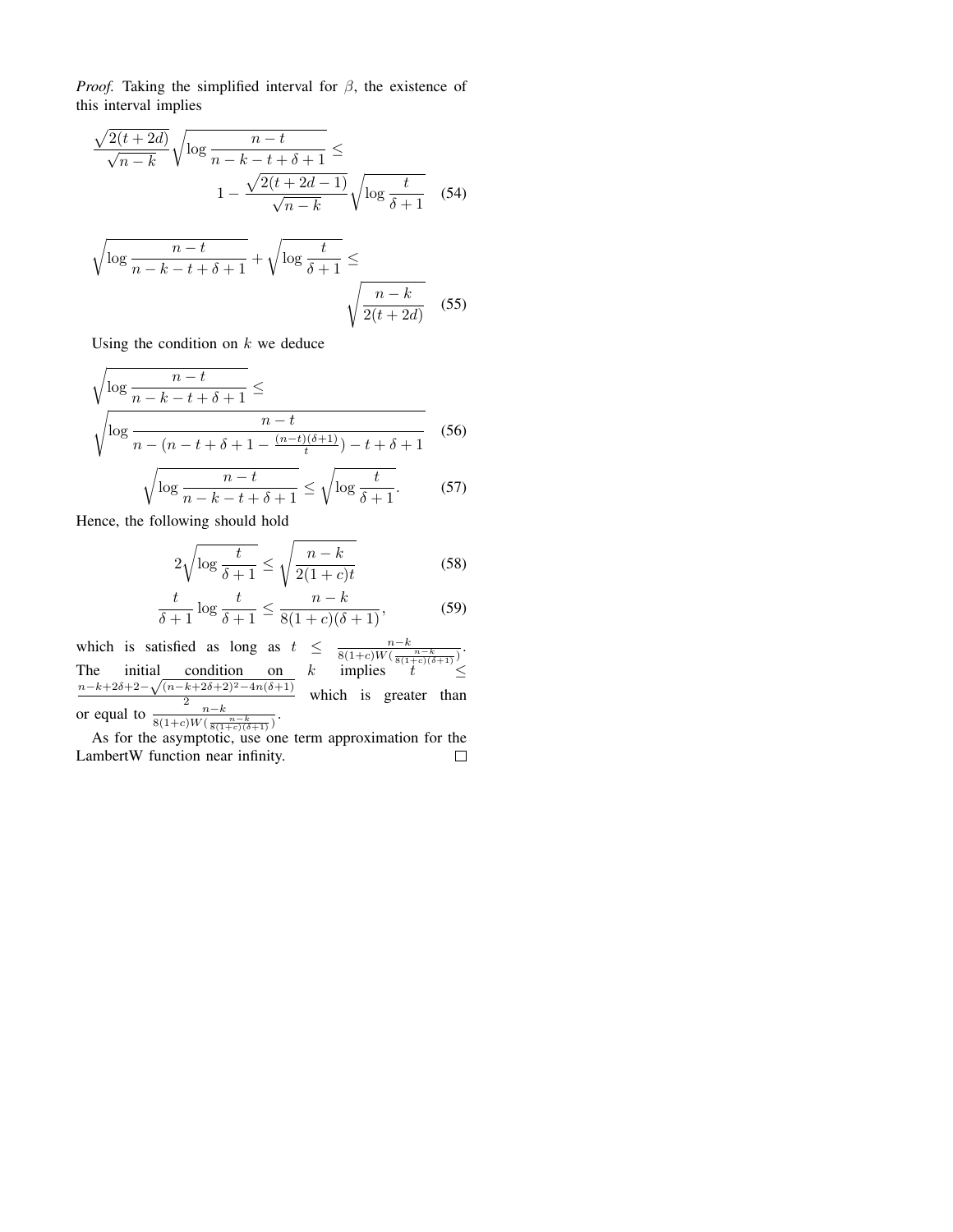*Proof.* Taking the simplified interval for $\beta$, the existence of this interval implies

$$\frac{\sqrt{2(t+2d)}}{\sqrt{n-k}}\sqrt{\log\frac{n-t}{n-k-t+\delta+1}} \leq 1-\frac{\sqrt{2(t+2d-1)}}{\sqrt{n-k}}\sqrt{\log\frac{t}{\delta+1}} \quad (54)$$

$$\sqrt{\log\frac{n-t}{n-k-t+\delta+1}}+\sqrt{\log\frac{t}{\delta+1}} \leq \sqrt{\frac{n-k}{2(t+2d)}} \quad (55)$$

Using the condition on $k$ we deduce

$$\sqrt{\log\frac{n-t}{n-k-t+\delta+1}} \leq \sqrt{\log\frac{n-t}{n-(n-t+\delta+1-\frac{(n-t)(\delta+1)}{t})-t+\delta+1}} \quad (56)$$

$$\sqrt{\log\frac{n-t}{n-k-t+\delta+1}} \leq \sqrt{\log\frac{t}{\delta+1}}. \quad (57)$$

Hence, the following should hold

$$2\sqrt{\log\frac{t}{\delta+1}} \leq \sqrt{\frac{n-k}{2(1+c)t}} \quad (58)$$

$$\frac{t}{\delta+1}\log\frac{t}{\delta+1} \leq \frac{n-k}{8(1+c)(\delta+1)}, \quad (59)$$

which is satisfied as long as $t \leq \frac{n-k}{8(1+c)W(\frac{n-k}{8(1+c)(\delta+1)})}$. The initial condition on $k$ implies $t \leq \frac{n-k+2\delta+2-\sqrt{(n-k+2\delta+2)^2-4n(\delta+1)}}{2}$ which is greater than or equal to $\frac{n-k}{8(1+c)W(\frac{n-k}{8(1+c)(\delta+1)})}$.

As for the asymptotic, use one term approximation for the LambertW function near infinity. $\square$